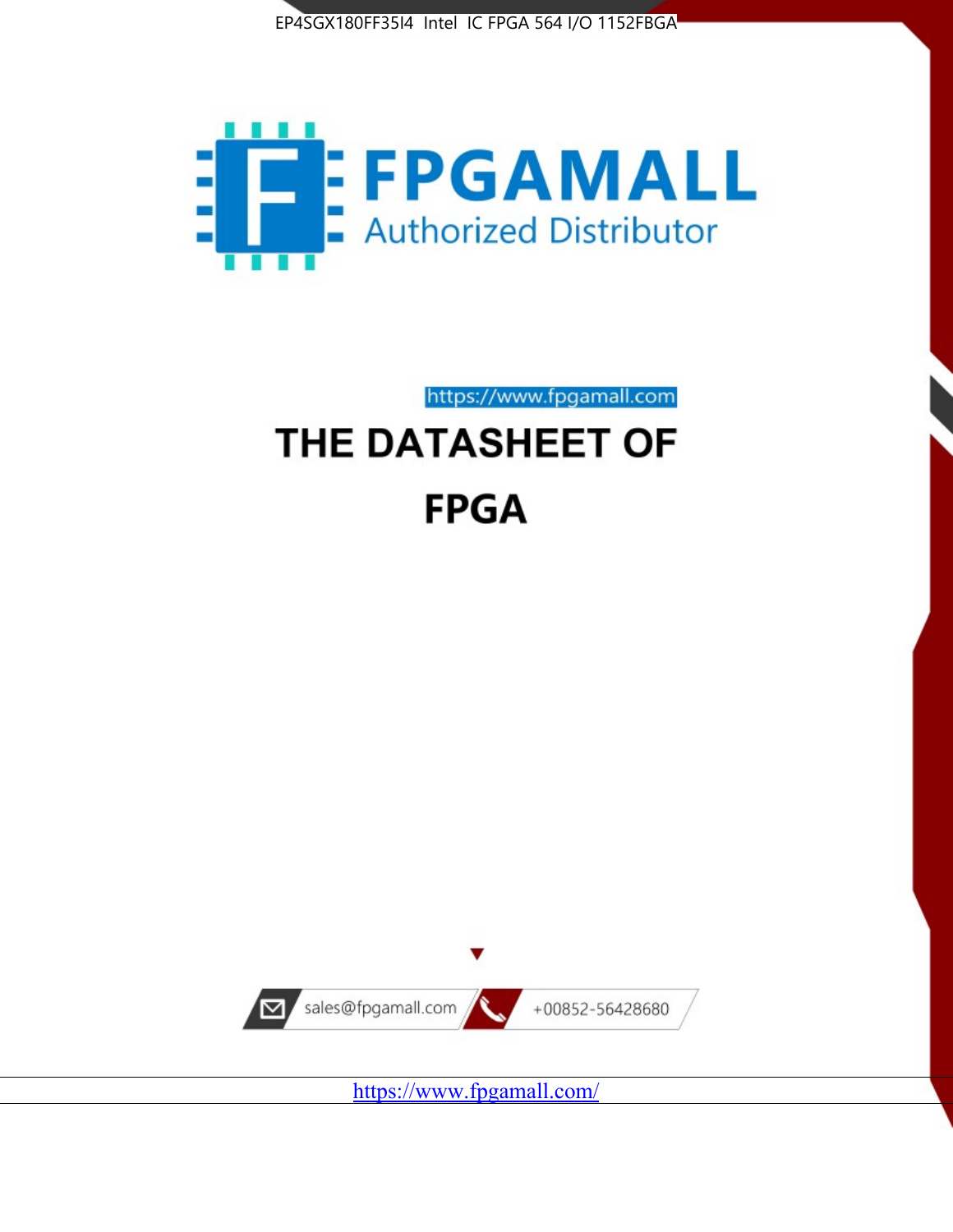EP4SGX180FF35I4 Intel IC FPGA 564 I/O 1152FBGA

FPGAMALL

Authorized Distributor

https://www.fpgamall.com

# THE DATASHEET OF

# FPGA

sales@fpgamall.com

+00852-56428680

https://www.fpgamall.com/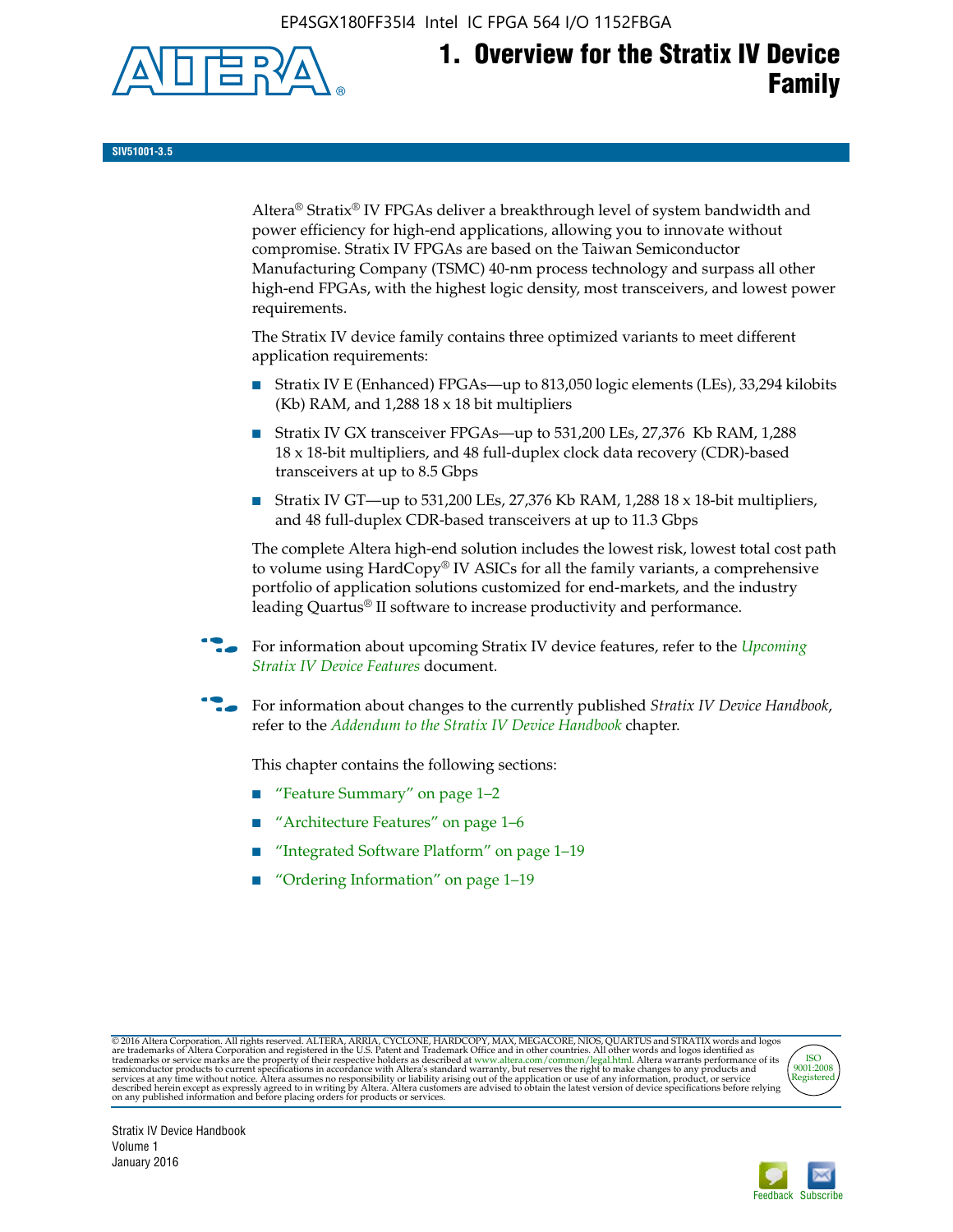# 1. Overview for the Stratix IV Device Family

SIV51001-3.5

Altera® Stratix® IV FPGAs deliver a breakthrough level of system bandwidth and power efficiency for high-end applications, allowing you to innovate without compromise. Stratix IV FPGAs are based on the Taiwan Semiconductor Manufacturing Company (TSMC) 40-nm process technology and surpass all other high-end FPGAs, with the highest logic density, most transceivers, and lowest power requirements.

The Stratix IV device family contains three optimized variants to meet different application requirements:

- Stratix IV E (Enhanced) FPGAs—up to 813,050 logic elements (LEs), 33,294 kilobits (Kb) RAM, and 1,288 18 x 18 bit multipliers
- Stratix IV GX transceiver FPGAs—up to 531,200 LEs, 27,376 Kb RAM, 1,288 18 x 18-bit multipliers, and 48 full-duplex clock data recovery (CDR)-based transceivers at up to 8.5 Gbps
- Stratix IV GT—up to 531,200 LEs, 27,376 Kb RAM, 1,288 18 x 18-bit multipliers, and 48 full-duplex CDR-based transceivers at up to 11.3 Gbps

The complete Altera high-end solution includes the lowest risk, lowest total cost path to volume using HardCopy® IV ASICs for all the family variants, a comprehensive portfolio of application solutions customized for end-markets, and the industry leading Quartus® II software to increase productivity and performance.

For information about upcoming Stratix IV device features, refer to the *Upcoming Stratix IV Device Features* document.

For information about changes to the currently published *Stratix IV Device Handbook*, refer to the *Addendum to the Stratix IV Device Handbook* chapter.

This chapter contains the following sections:

- "Feature Summary" on page 1–2
- "Architecture Features" on page 1–6
- "Integrated Software Platform" on page 1–19
- "Ordering Information" on page 1–19

© 2016 Altera Corporation. All rights reserved. ALTERA, ARRIA, CYCLONE, HARDCOPY, MAX, MEGACORE, NIOS, QUARTUS and STRATIX words and logos are trademarks of Altera Corporation and registered in the U.S. Patent and Trademark Office and in other countries. All other words and logos identified as trademarks or service marks are the property of their respective holders as described at www.altera.com/common/legal.html. Altera warrants performance of its semiconductor products to current specifications in accordance with Altera's standard warranty, but reserves the right to make changes to any products and services at any time without notice. Altera assumes no responsibility or liability arising out of the application or use of any information, product, or service described herein except as expressly agreed to in writing by Altera. Altera customers are advised to obtain the latest version of device specifications before relying on any published information and before placing orders for products or services.

ISO 9001:2008 Registered

Stratix IV Device Handbook
Volume 1
January 2016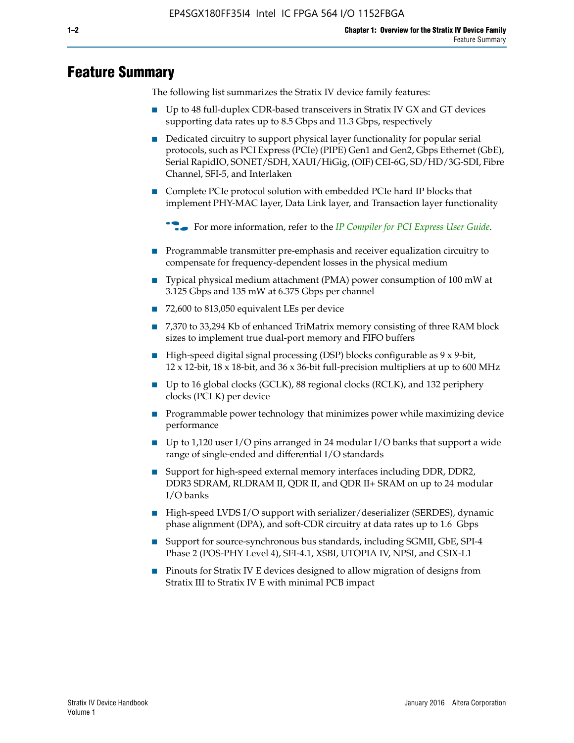# Feature Summary

The following list summarizes the Stratix IV device family features:

- Up to 48 full-duplex CDR-based transceivers in Stratix IV GX and GT devices supporting data rates up to 8.5 Gbps and 11.3 Gbps, respectively
- Dedicated circuitry to support physical layer functionality for popular serial protocols, such as PCI Express (PCIe) (PIPE) Gen1 and Gen2, Gbps Ethernet (GbE), Serial RapidIO, SONET/SDH, XAUI/HiGig, (OIF) CEI-6G, SD/HD/3G-SDI, Fibre Channel, SFI-5, and Interlaken
- Complete PCIe protocol solution with embedded PCIe hard IP blocks that implement PHY-MAC layer, Data Link layer, and Transaction layer functionality

  For more information, refer to the *IP Compiler for PCI Express User Guide*.

- Programmable transmitter pre-emphasis and receiver equalization circuitry to compensate for frequency-dependent losses in the physical medium
- Typical physical medium attachment (PMA) power consumption of 100 mW at 3.125 Gbps and 135 mW at 6.375 Gbps per channel
- 72,600 to 813,050 equivalent LEs per device
- 7,370 to 33,294 Kb of enhanced TriMatrix memory consisting of three RAM block sizes to implement true dual-port memory and FIFO buffers
- High-speed digital signal processing (DSP) blocks configurable as 9 x 9-bit, 12 x 12-bit, 18 x 18-bit, and 36 x 36-bit full-precision multipliers at up to 600 MHz
- Up to 16 global clocks (GCLK), 88 regional clocks (RCLK), and 132 periphery clocks (PCLK) per device
- Programmable power technology that minimizes power while maximizing device performance
- Up to 1,120 user I/O pins arranged in 24 modular I/O banks that support a wide range of single-ended and differential I/O standards
- Support for high-speed external memory interfaces including DDR, DDR2, DDR3 SDRAM, RLDRAM II, QDR II, and QDR II+ SRAM on up to 24 modular I/O banks
- High-speed LVDS I/O support with serializer/deserializer (SERDES), dynamic phase alignment (DPA), and soft-CDR circuitry at data rates up to 1.6 Gbps
- Support for source-synchronous bus standards, including SGMII, GbE, SPI-4 Phase 2 (POS-PHY Level 4), SFI-4.1, XSBI, UTOPIA IV, NPSI, and CSIX-L1
- Pinouts for Stratix IV E devices designed to allow migration of designs from Stratix III to Stratix IV E with minimal PCB impact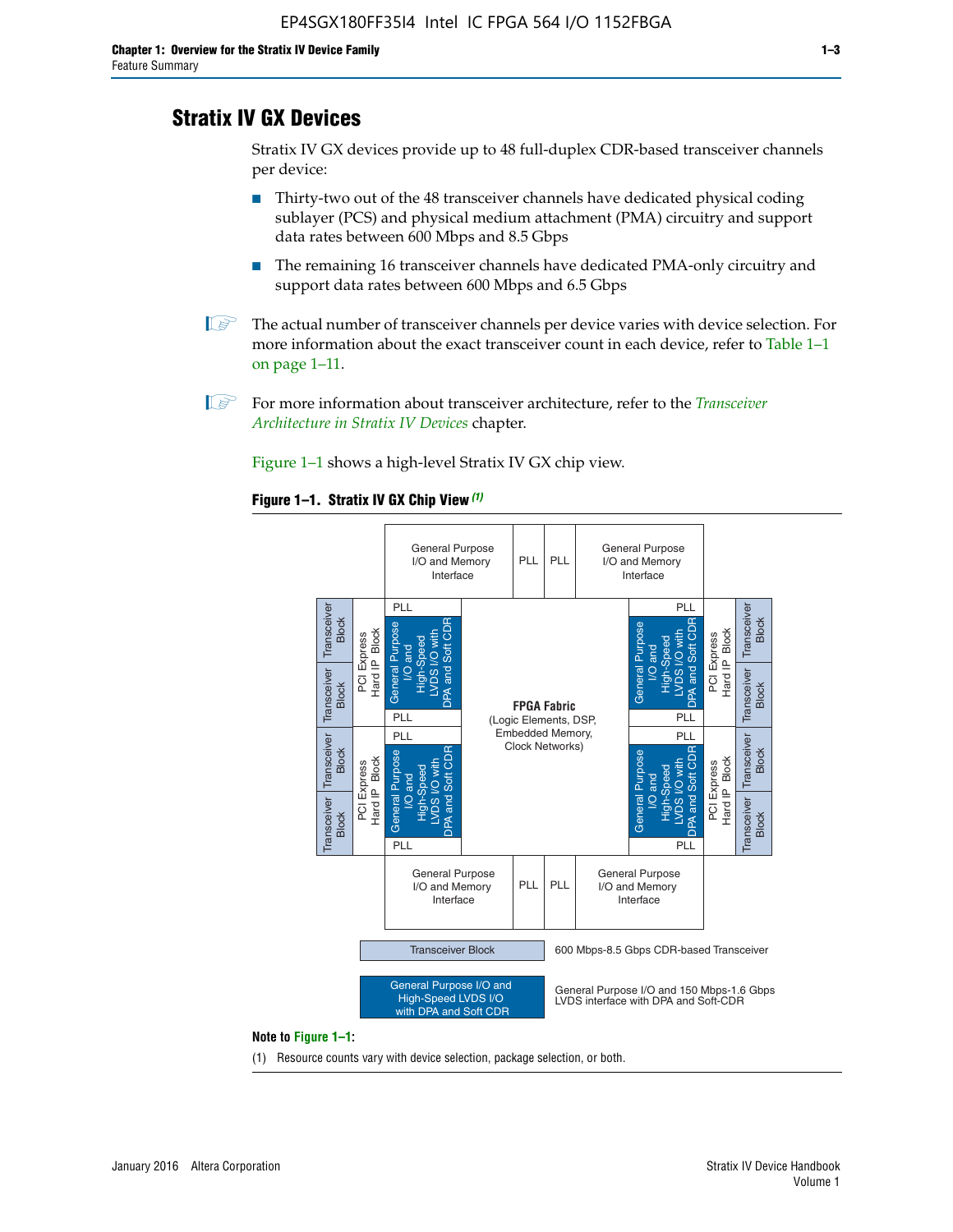## Stratix IV GX Devices

Stratix IV GX devices provide up to 48 full-duplex CDR-based transceiver channels per device:

- Thirty-two out of the 48 transceiver channels have dedicated physical coding sublayer (PCS) and physical medium attachment (PMA) circuitry and support data rates between 600 Mbps and 8.5 Gbps
- The remaining 16 transceiver channels have dedicated PMA-only circuitry and support data rates between 600 Mbps and 6.5 Gbps

The actual number of transceiver channels per device varies with device selection. For more information about the exact transceiver count in each device, refer to Table 1–1 on page 1–11.

For more information about transceiver architecture, refer to the *Transceiver Architecture in Stratix IV Devices* chapter.

Figure 1–1 shows a high-level Stratix IV GX chip view.

**Figure 1–1. Stratix IV GX Chip View** *(1)*

**Note to Figure 1–1:**

(1) Resource counts vary with device selection, package selection, or both.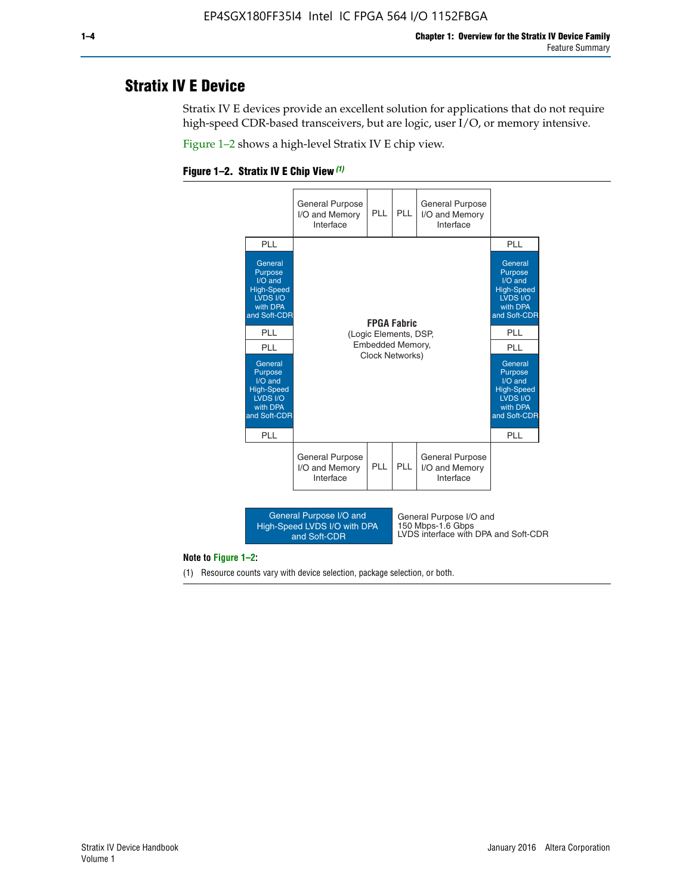## Stratix IV E Device

Stratix IV E devices provide an excellent solution for applications that do not require high-speed CDR-based transceivers, but are logic, user I/O, or memory intensive.

Figure 1–2 shows a high-level Stratix IV E chip view.

**Figure 1–2. Stratix IV E Chip View** *(1)*

General Purpose I/O and Memory Interface | PLL | PLL | General Purpose I/O and Memory Interface

PLL | General Purpose I/O and High-Speed LVDS I/O with DPA and Soft-CDR | PLL | PLL | General Purpose I/O and High-Speed LVDS I/O with DPA and Soft-CDR | PLL

**FPGA Fabric**
(Logic Elements, DSP, Embedded Memory, Clock Networks)

PLL | General Purpose I/O and High-Speed LVDS I/O with DPA and Soft-CDR | PLL | PLL | General Purpose I/O and High-Speed LVDS I/O with DPA and Soft-CDR | PLL

General Purpose I/O and Memory Interface | PLL | PLL | General Purpose I/O and Memory Interface

General Purpose I/O and High-Speed LVDS I/O with DPA and Soft-CDR — General Purpose I/O and 150 Mbps-1.6 Gbps LVDS interface with DPA and Soft-CDR

**Note to Figure 1–2:**

(1) Resource counts vary with device selection, package selection, or both.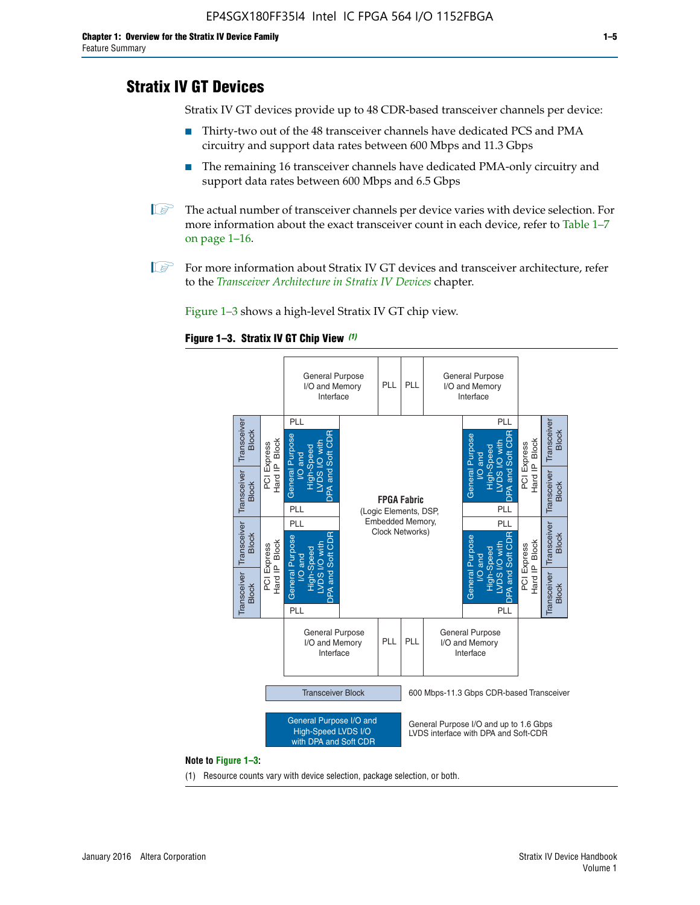## Stratix IV GT Devices

Stratix IV GT devices provide up to 48 CDR-based transceiver channels per device:

- Thirty-two out of the 48 transceiver channels have dedicated PCS and PMA circuitry and support data rates between 600 Mbps and 11.3 Gbps
- The remaining 16 transceiver channels have dedicated PMA-only circuitry and support data rates between 600 Mbps and 6.5 Gbps

The actual number of transceiver channels per device varies with device selection. For more information about the exact transceiver count in each device, refer to Table 1–7 on page 1–16.

For more information about Stratix IV GT devices and transceiver architecture, refer to the *Transceiver Architecture in Stratix IV Devices* chapter.

Figure 1–3 shows a high-level Stratix IV GT chip view.

**Figure 1–3. Stratix IV GT Chip View** *(1)*

General Purpose I/O and Memory Interface | PLL | PLL | General Purpose I/O and Memory Interface

Transceiver Block | Transceiver Block | PCI Express Hard IP Block | PLL | General Purpose I/O and High-Speed LVDS I/O with DPA and Soft CDR | PLL

Transceiver Block | Transceiver Block | PCI Express Hard IP Block | PLL | General Purpose I/O and High-Speed LVDS I/O with DPA and Soft CDR | PLL

**FPGA Fabric**
(Logic Elements, DSP, Embedded Memory, Clock Networks)

Transceiver Block — 600 Mbps-11.3 Gbps CDR-based Transceiver

General Purpose I/O and High-Speed LVDS I/O with DPA and Soft CDR — General Purpose I/O and up to 1.6 Gbps LVDS interface with DPA and Soft-CDR

**Note to Figure 1–3:**

(1) Resource counts vary with device selection, package selection, or both.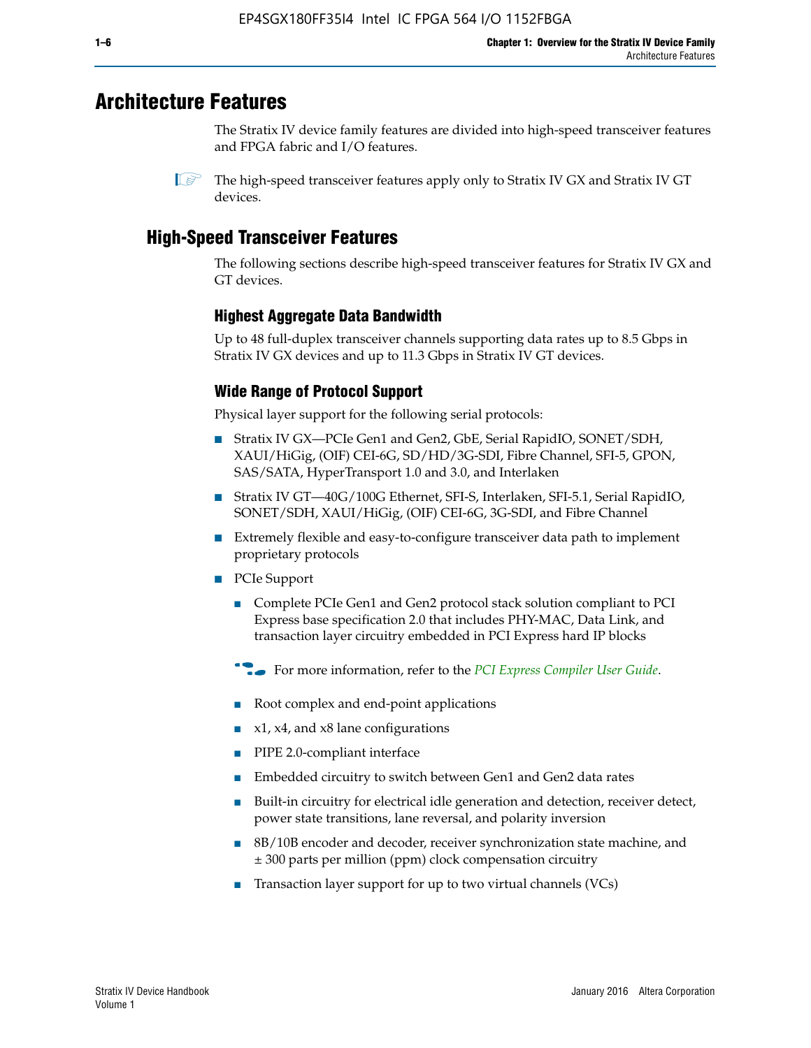# Architecture Features

The Stratix IV device family features are divided into high-speed transceiver features and FPGA fabric and I/O features.

The high-speed transceiver features apply only to Stratix IV GX and Stratix IV GT devices.

## High-Speed Transceiver Features

The following sections describe high-speed transceiver features for Stratix IV GX and GT devices.

### Highest Aggregate Data Bandwidth

Up to 48 full-duplex transceiver channels supporting data rates up to 8.5 Gbps in Stratix IV GX devices and up to 11.3 Gbps in Stratix IV GT devices.

### Wide Range of Protocol Support

Physical layer support for the following serial protocols:

- Stratix IV GX—PCIe Gen1 and Gen2, GbE, Serial RapidIO, SONET/SDH, XAUI/HiGig, (OIF) CEI-6G, SD/HD/3G-SDI, Fibre Channel, SFI-5, GPON, SAS/SATA, HyperTransport 1.0 and 3.0, and Interlaken
- Stratix IV GT—40G/100G Ethernet, SFI-S, Interlaken, SFI-5.1, Serial RapidIO, SONET/SDH, XAUI/HiGig, (OIF) CEI-6G, 3G-SDI, and Fibre Channel
- Extremely flexible and easy-to-configure transceiver data path to implement proprietary protocols
- PCIe Support
  - Complete PCIe Gen1 and Gen2 protocol stack solution compliant to PCI Express base specification 2.0 that includes PHY-MAC, Data Link, and transaction layer circuitry embedded in PCI Express hard IP blocks

  For more information, refer to the *PCI Express Compiler User Guide*.

  - Root complex and end-point applications
  - x1, x4, and x8 lane configurations
  - PIPE 2.0-compliant interface
  - Embedded circuitry to switch between Gen1 and Gen2 data rates
  - Built-in circuitry for electrical idle generation and detection, receiver detect, power state transitions, lane reversal, and polarity inversion
  - 8B/10B encoder and decoder, receiver synchronization state machine, and ± 300 parts per million (ppm) clock compensation circuitry
  - Transaction layer support for up to two virtual channels (VCs)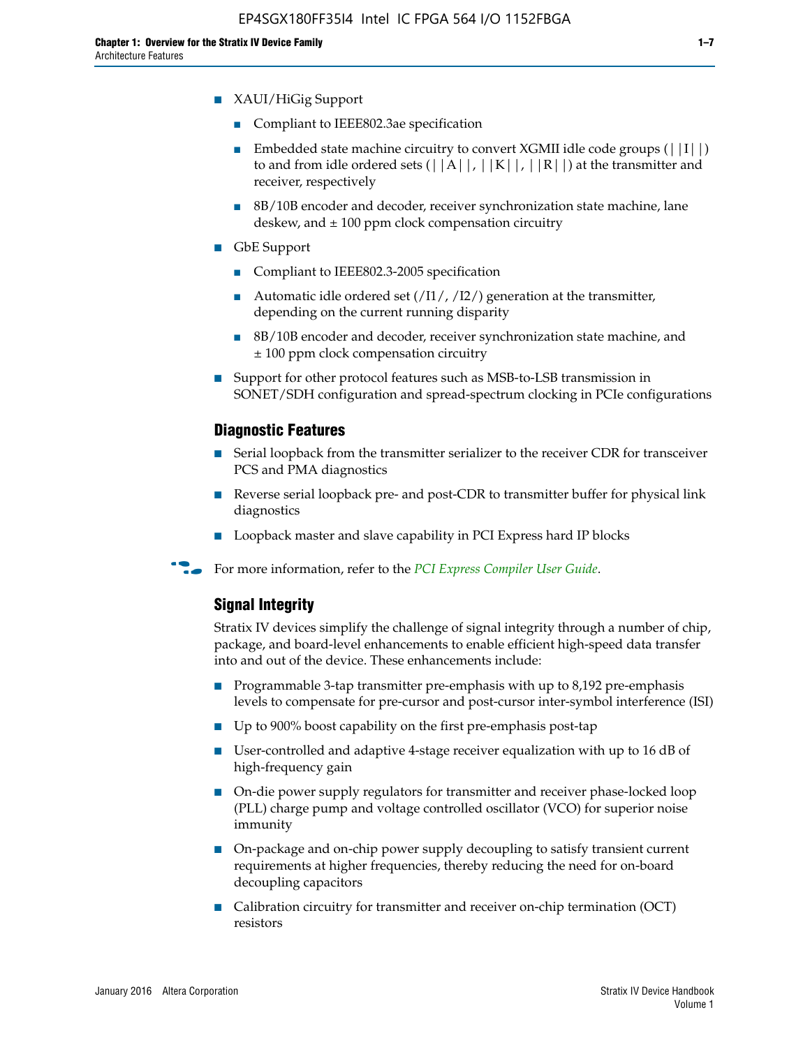- XAUI/HiGig Support
  - Compliant to IEEE802.3ae specification
  - Embedded state machine circuitry to convert XGMII idle code groups (||I||) to and from idle ordered sets (||A||, ||K||, ||R||) at the transmitter and receiver, respectively
  - 8B/10B encoder and decoder, receiver synchronization state machine, lane deskew, and ± 100 ppm clock compensation circuitry
- GbE Support
  - Compliant to IEEE802.3-2005 specification
  - Automatic idle ordered set (/I1/, /I2/) generation at the transmitter, depending on the current running disparity
  - 8B/10B encoder and decoder, receiver synchronization state machine, and ± 100 ppm clock compensation circuitry
- Support for other protocol features such as MSB-to-LSB transmission in SONET/SDH configuration and spread-spectrum clocking in PCIe configurations

### Diagnostic Features

- Serial loopback from the transmitter serializer to the receiver CDR for transceiver PCS and PMA diagnostics
- Reverse serial loopback pre- and post-CDR to transmitter buffer for physical link diagnostics
- Loopback master and slave capability in PCI Express hard IP blocks

For more information, refer to the *PCI Express Compiler User Guide*.

### Signal Integrity

Stratix IV devices simplify the challenge of signal integrity through a number of chip, package, and board-level enhancements to enable efficient high-speed data transfer into and out of the device. These enhancements include:

- Programmable 3-tap transmitter pre-emphasis with up to 8,192 pre-emphasis levels to compensate for pre-cursor and post-cursor inter-symbol interference (ISI)
- Up to 900% boost capability on the first pre-emphasis post-tap
- User-controlled and adaptive 4-stage receiver equalization with up to 16 dB of high-frequency gain
- On-die power supply regulators for transmitter and receiver phase-locked loop (PLL) charge pump and voltage controlled oscillator (VCO) for superior noise immunity
- On-package and on-chip power supply decoupling to satisfy transient current requirements at higher frequencies, thereby reducing the need for on-board decoupling capacitors
- Calibration circuitry for transmitter and receiver on-chip termination (OCT) resistors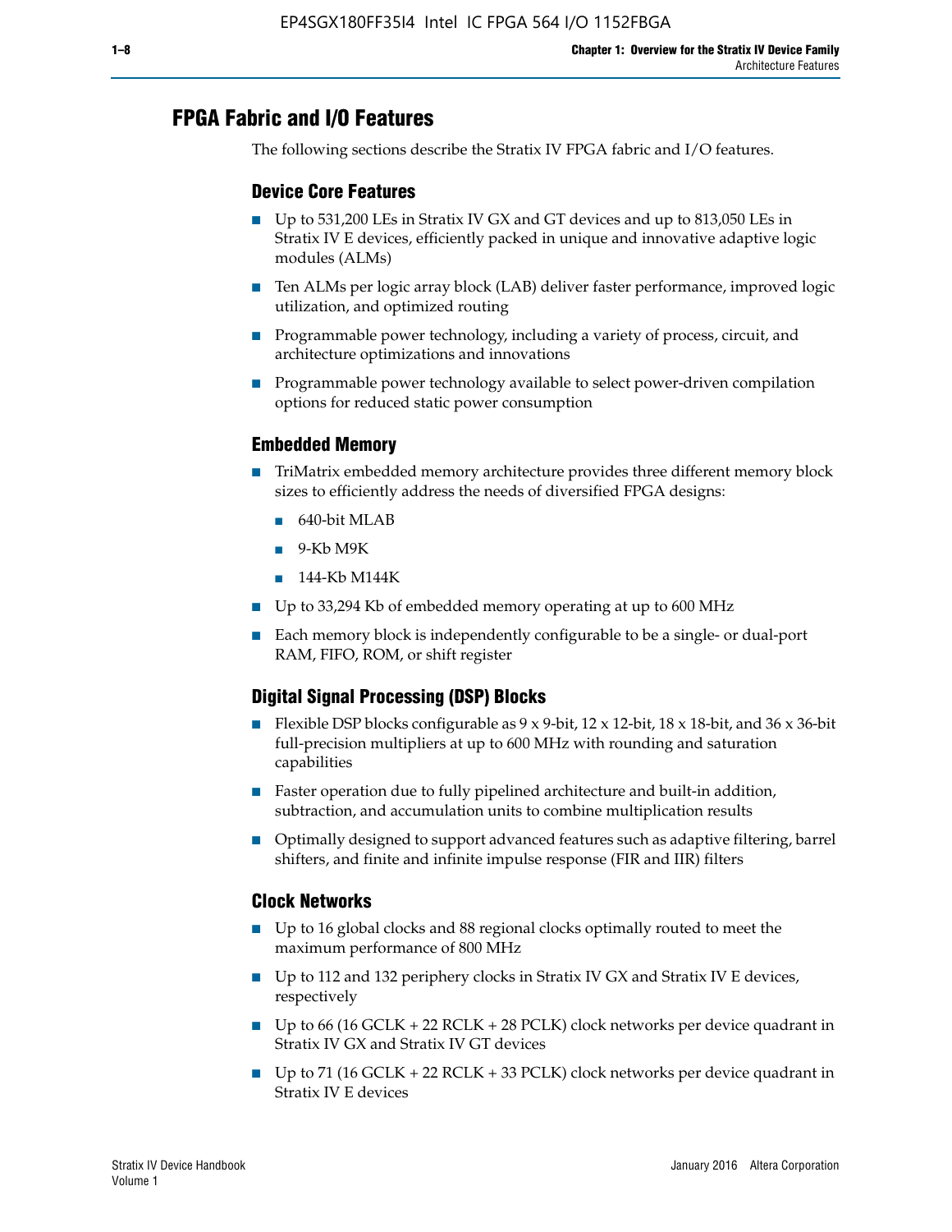## FPGA Fabric and I/O Features

The following sections describe the Stratix IV FPGA fabric and I/O features.

### Device Core Features

- Up to 531,200 LEs in Stratix IV GX and GT devices and up to 813,050 LEs in Stratix IV E devices, efficiently packed in unique and innovative adaptive logic modules (ALMs)
- Ten ALMs per logic array block (LAB) deliver faster performance, improved logic utilization, and optimized routing
- Programmable power technology, including a variety of process, circuit, and architecture optimizations and innovations
- Programmable power technology available to select power-driven compilation options for reduced static power consumption

### Embedded Memory

- TriMatrix embedded memory architecture provides three different memory block sizes to efficiently address the needs of diversified FPGA designs:
  - 640-bit MLAB
  - 9-Kb M9K
  - 144-Kb M144K
- Up to 33,294 Kb of embedded memory operating at up to 600 MHz
- Each memory block is independently configurable to be a single- or dual-port RAM, FIFO, ROM, or shift register

### Digital Signal Processing (DSP) Blocks

- Flexible DSP blocks configurable as 9 x 9-bit, 12 x 12-bit, 18 x 18-bit, and 36 x 36-bit full-precision multipliers at up to 600 MHz with rounding and saturation capabilities
- Faster operation due to fully pipelined architecture and built-in addition, subtraction, and accumulation units to combine multiplication results
- Optimally designed to support advanced features such as adaptive filtering, barrel shifters, and finite and infinite impulse response (FIR and IIR) filters

### Clock Networks

- Up to 16 global clocks and 88 regional clocks optimally routed to meet the maximum performance of 800 MHz
- Up to 112 and 132 periphery clocks in Stratix IV GX and Stratix IV E devices, respectively
- Up to 66 (16 GCLK + 22 RCLK + 28 PCLK) clock networks per device quadrant in Stratix IV GX and Stratix IV GT devices
- Up to 71 (16 GCLK + 22 RCLK + 33 PCLK) clock networks per device quadrant in Stratix IV E devices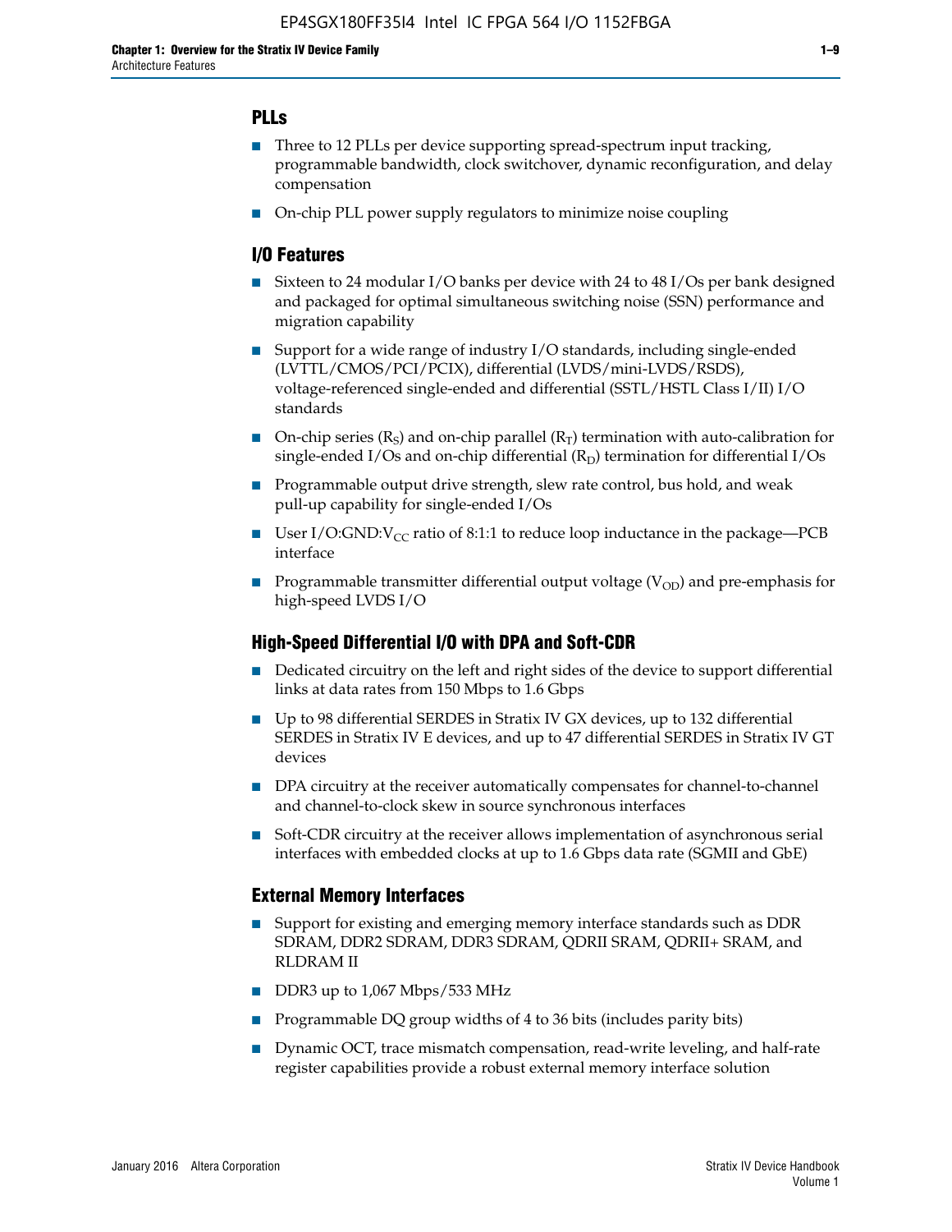## PLLs

- Three to 12 PLLs per device supporting spread-spectrum input tracking, programmable bandwidth, clock switchover, dynamic reconfiguration, and delay compensation
- On-chip PLL power supply regulators to minimize noise coupling

## I/O Features

- Sixteen to 24 modular I/O banks per device with 24 to 48 I/Os per bank designed and packaged for optimal simultaneous switching noise (SSN) performance and migration capability
- Support for a wide range of industry I/O standards, including single-ended (LVTTL/CMOS/PCI/PCIX), differential (LVDS/mini-LVDS/RSDS), voltage-referenced single-ended and differential (SSTL/HSTL Class I/II) I/O standards
- On-chip series ($R_S$) and on-chip parallel ($R_T$) termination with auto-calibration for single-ended I/Os and on-chip differential ($R_D$) termination for differential I/Os
- Programmable output drive strength, slew rate control, bus hold, and weak pull-up capability for single-ended I/Os
- User I/O:GND:$V_{CC}$ ratio of 8:1:1 to reduce loop inductance in the package—PCB interface
- Programmable transmitter differential output voltage ($V_{OD}$) and pre-emphasis for high-speed LVDS I/O

## High-Speed Differential I/O with DPA and Soft-CDR

- Dedicated circuitry on the left and right sides of the device to support differential links at data rates from 150 Mbps to 1.6 Gbps
- Up to 98 differential SERDES in Stratix IV GX devices, up to 132 differential SERDES in Stratix IV E devices, and up to 47 differential SERDES in Stratix IV GT devices
- DPA circuitry at the receiver automatically compensates for channel-to-channel and channel-to-clock skew in source synchronous interfaces
- Soft-CDR circuitry at the receiver allows implementation of asynchronous serial interfaces with embedded clocks at up to 1.6 Gbps data rate (SGMII and GbE)

## External Memory Interfaces

- Support for existing and emerging memory interface standards such as DDR SDRAM, DDR2 SDRAM, DDR3 SDRAM, QDRII SRAM, QDRII+ SRAM, and RLDRAM II
- DDR3 up to 1,067 Mbps/533 MHz
- Programmable DQ group widths of 4 to 36 bits (includes parity bits)
- Dynamic OCT, trace mismatch compensation, read-write leveling, and half-rate register capabilities provide a robust external memory interface solution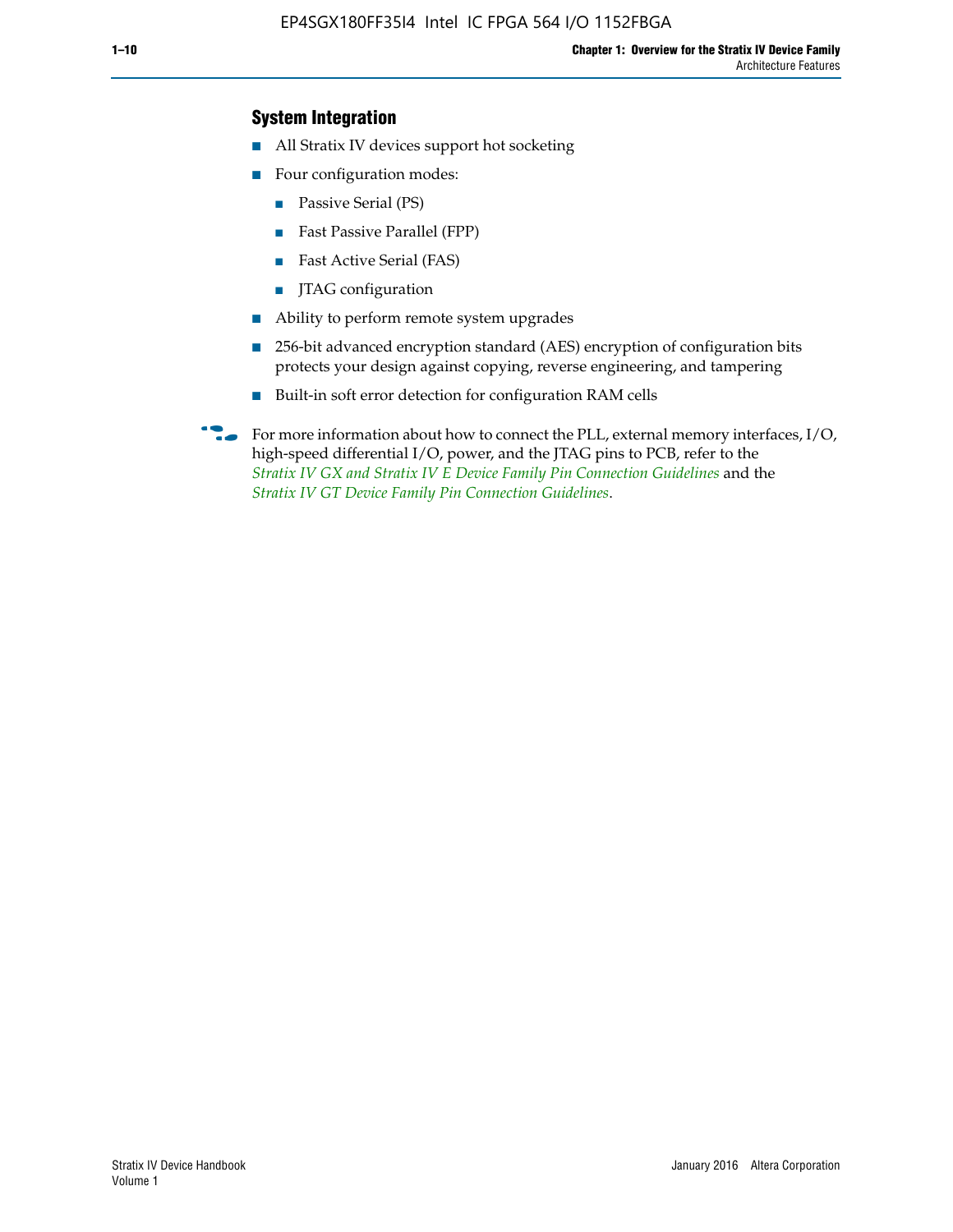### System Integration

- All Stratix IV devices support hot socketing
- Four configuration modes:
  - Passive Serial (PS)
  - Fast Passive Parallel (FPP)
  - Fast Active Serial (FAS)
  - JTAG configuration
- Ability to perform remote system upgrades
- 256-bit advanced encryption standard (AES) encryption of configuration bits protects your design against copying, reverse engineering, and tampering
- Built-in soft error detection for configuration RAM cells

For more information about how to connect the PLL, external memory interfaces, I/O, high-speed differential I/O, power, and the JTAG pins to PCB, refer to the *Stratix IV GX and Stratix IV E Device Family Pin Connection Guidelines* and the *Stratix IV GT Device Family Pin Connection Guidelines*.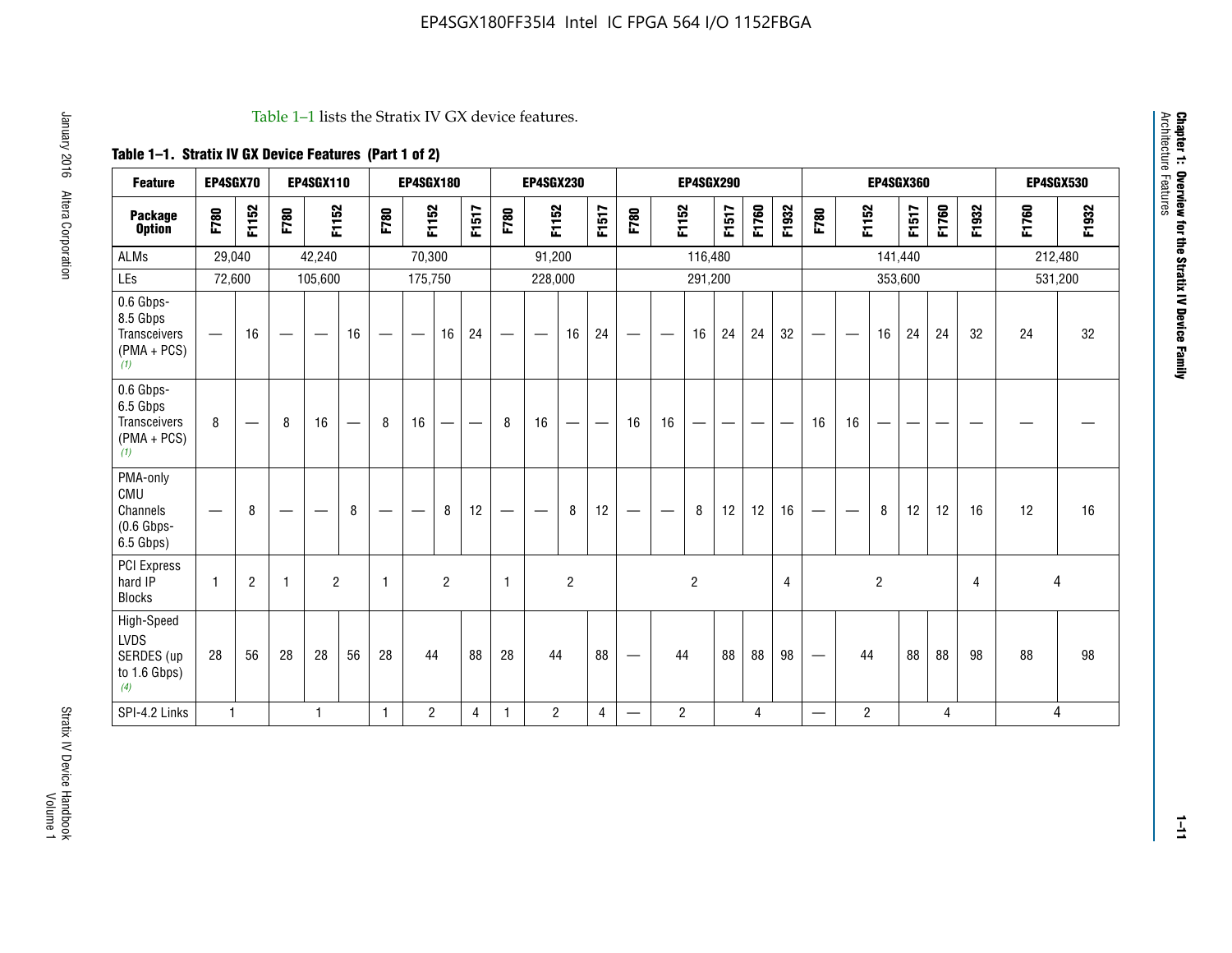Table 1–1 lists the Stratix IV GX device features.

**Table 1–1. Stratix IV GX Device Features (Part 1 of 2)**

| Feature | EP4SGX70 | | EP4SGX110 | | | EP4SGX180 | | | | EP4SGX230 | | | | EP4SGX290 | | | | | | EP4SGX360 | | | | | | EP4SGX530 | |
|---|---|---|---|---|---|---|---|---|---|---|---|---|---|---|---|---|---|---|---|---|---|---|---|---|---|---|---|
| **Package Option** | F780 | F1152 | F780 | F1152 | | F780 | F1152 | | F1517 | F780 | F1152 | | F1517 | F780 | F1152 | | F1517 | F1760 | F1932 | F780 | F1152 | | F1517 | F1760 | F1932 | F1760 | F1932 |
| ALMs | 29,040 | | 42,240 | | | 70,300 | | | | 91,200 | | | | 116,480 | | | | | | 141,440 | | | | | | 212,480 | |
| LEs | 72,600 | | 105,600 | | | 175,750 | | | | 228,000 | | | | 291,200 | | | | | | 353,600 | | | | | | 531,200 | |
| 0.6 Gbps-8.5 Gbps Transceivers (PMA + PCS) *(1)* | — | 16 | — | — | 16 | — | — | 16 | 24 | — | — | 16 | 24 | — | — | 16 | 24 | 24 | 32 | — | — | 16 | 24 | 24 | 32 | 24 | 32 |
| 0.6 Gbps-6.5 Gbps Transceivers (PMA + PCS) *(1)* | 8 | — | 8 | 16 | — | 8 | 16 | — | — | 8 | 16 | — | — | 16 | 16 | — | — | — | — | 16 | 16 | — | — | — | — | — | — |
| PMA-only CMU Channels (0.6 Gbps-6.5 Gbps) | — | 8 | — | — | 8 | — | — | 8 | 12 | — | — | 8 | 12 | — | — | 8 | 12 | 12 | 16 | — | — | 8 | 12 | 12 | 16 | 12 | 16 |
| PCI Express hard IP Blocks | 1 | 2 | 1 | 2 | | 1 | 2 | | | 1 | 2 | | | 2 | | | | | 4 | 2 | | | | | 4 | 4 | |
| High-Speed LVDS SERDES (up to 1.6 Gbps) *(4)* | 28 | 56 | 28 | 28 | 56 | 28 | 44 | | 88 | 28 | 44 | | 88 | — | 44 | | 88 | 88 | 98 | — | 44 | | 88 | 88 | 98 | 88 | 98 |
| SPI-4.2 Links | 1 | | 1 | | | 1 | 2 | | 4 | 1 | 2 | | 4 | — | 2 | | 4 | | | — | 2 | | 4 | | | 4 | |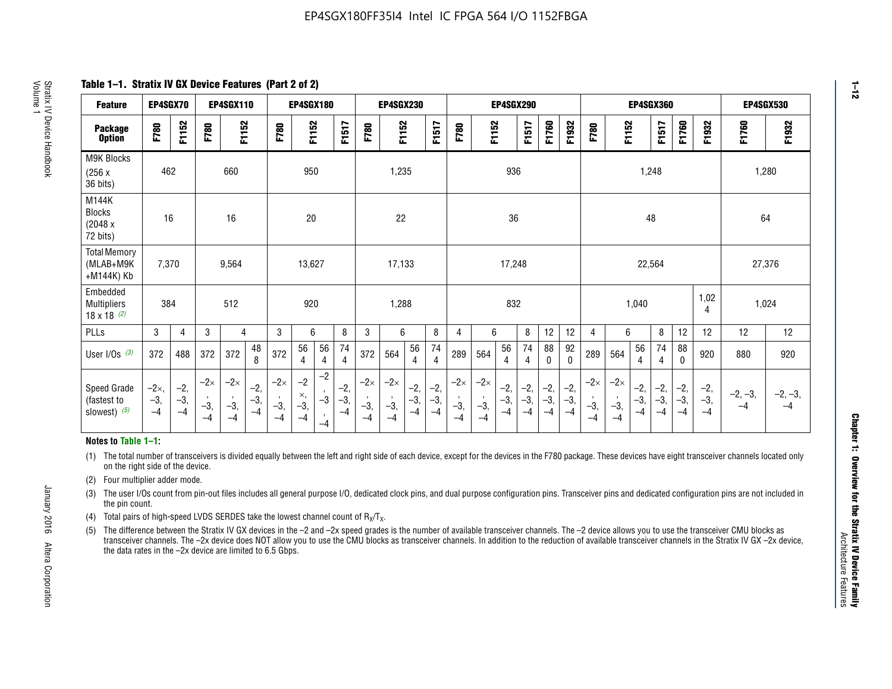**Table 1–1. Stratix IV GX Device Features (Part 2 of 2)**

| Feature | EP4SGX70 | | EP4SGX110 | | | EP4SGX180 | | | | EP4SGX230 | | | | EP4SGX290 | | | | | | EP4SGX360 | | | | | | EP4SGX530 | |
|---|---|---|---|---|---|---|---|---|---|---|---|---|---|---|---|---|---|---|---|---|---|---|---|---|---|---|---|
| Package Option | F780 | F1152 | F780 | F1152 | | F780 | F1152 | | F1517 | F780 | F1152 | | F1517 | F780 | F1152 | | F1517 | F1760 | F1932 | F780 | F1152 | | F1517 | F1760 | F1932 | F1760 | F1932 |
| M9K Blocks (256 x 36 bits) | 462 | | 660 | | | 950 | | | | 1,235 | | | | 936 | | | | | | 1,248 | | | | | | 1,280 | |
| M144K Blocks (2048 x 72 bits) | 16 | | 16 | | | 20 | | | | 22 | | | | 36 | | | | | | 48 | | | | | | 64 | |
| Total Memory (MLAB+M9K +M144K) Kb | 7,370 | | 9,564 | | | 13,627 | | | | 17,133 | | | | 17,248 | | | | | | 22,564 | | | | | | 27,376 | |
| Embedded Multipliers 18 x 18 (2) | 384 | | 512 | | | 920 | | | | 1,288 | | | | 832 | | | | | | 1,040 | | | | | 1,024 | 1,024 | |
| PLLs | 3 | 4 | 3 | 4 | | 3 | 6 | | 8 | 3 | 6 | | 8 | 4 | 6 | | 8 | 12 | 12 | 4 | 6 | | 8 | 12 | 12 | 12 | 12 |
| User I/Os (3) | 372 | 488 | 372 | 372 | 488 | 372 | 564 | 564 | 744 | 372 | 564 | 564 | 744 | 289 | 564 | 564 | 744 | 880 | 920 | 289 | 564 | 564 | 744 | 880 | 920 | 880 | 920 |
| Speed Grade (fastest to slowest) (5) | −2×, −3, −4 | −2, −3, −4 | −2×, −3, −4 | −2×, −3, −4 | −2, −3, −4 | −2×, −3, −4 | −2×, −3, −4 | −2, −3, −4 | −2, −3, −4 | −2×, −3, −4 | −2×, −3, −4 | −2, −3, −4 | −2, −3, −4 | −2×, −3, −4 | −2×, −3, −4 | −2, −3, −4 | −2, −3, −4 | −2, −3, −4 | −2, −3, −4 | −2×, −3, −4 | −2×, −3, −4 | −2, −3, −4 | −2, −3, −4 | −2, −3, −4 | −2, −3, −4 | −2, −3, −4 | −2, −3, −4 |

**Notes to Table 1–1:**

(1) The total number of transceivers is divided equally between the left and right side of each device, except for the devices in the F780 package. These devices have eight transceiver channels located only on the right side of the device.

(2) Four multiplier adder mode.

(3) The user I/Os count from pin-out files includes all general purpose I/O, dedicated clock pins, and dual purpose configuration pins. Transceiver pins and dedicated configuration pins are not included in the pin count.

(4) Total pairs of high-speed LVDS SERDES take the lowest channel count of $R_X/T_X$.

(5) The difference between the Stratix IV GX devices in the –2 and –2x speed grades is the number of available transceiver channels. The –2 device allows you to use the transceiver CMU blocks as transceiver channels. The –2x device does NOT allow you to use the CMU blocks as transceiver channels. In addition to the reduction of available transceiver channels in the Stratix IV GX –2x device, the data rates in the –2x device are limited to 6.5 Gbps.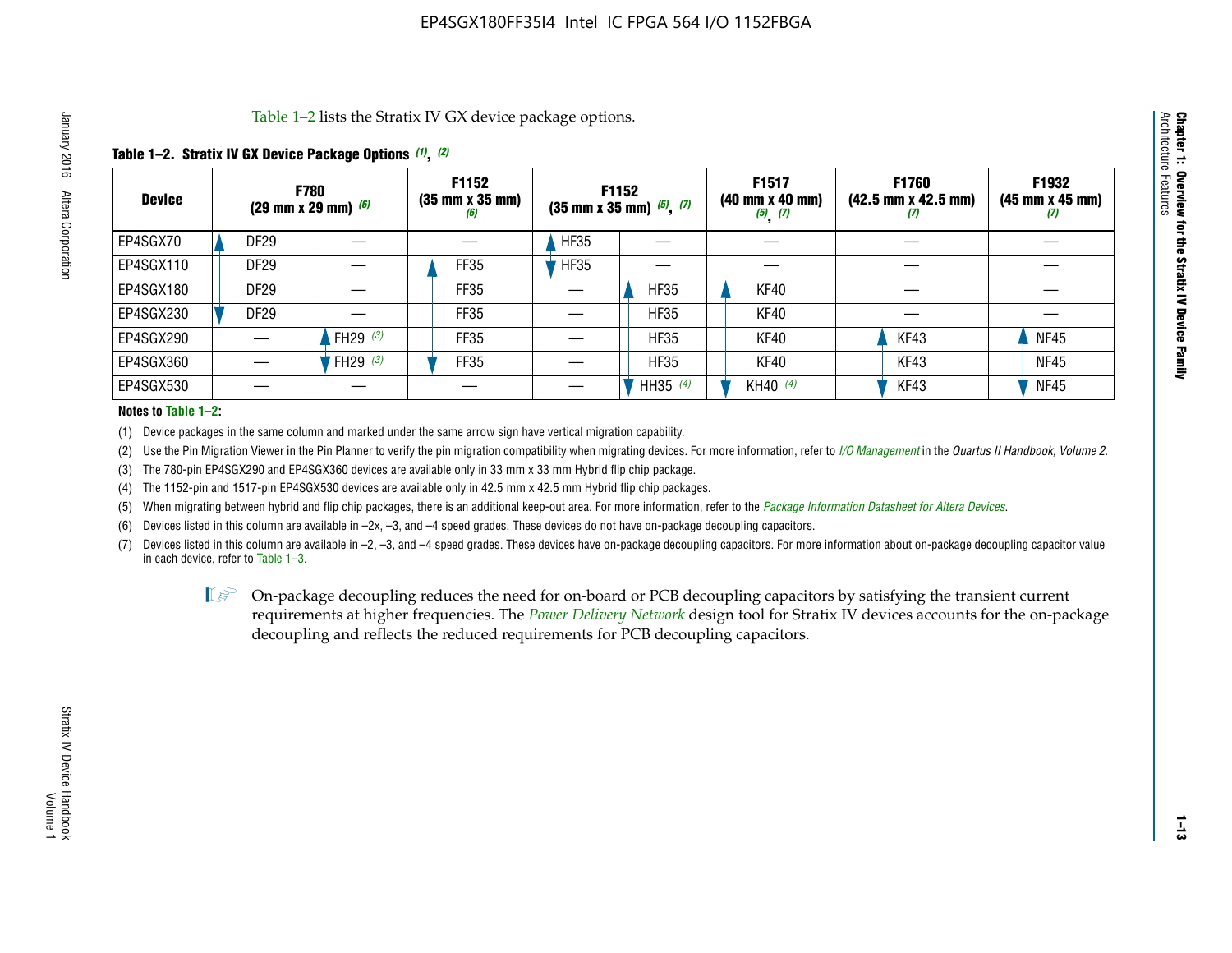Table 1–2 lists the Stratix IV GX device package options.

**Table 1–2. Stratix IV GX Device Package Options (1), (2)**

| Device | F780 (29 mm x 29 mm) (6) | | F1152 (35 mm x 35 mm) (6) | F1152 (35 mm x 35 mm) (5), (7) | | F1517 (40 mm x 40 mm) (5), (7) | F1760 (42.5 mm x 42.5 mm) (7) | F1932 (45 mm x 45 mm) (7) |
|---|---|---|---|---|---|---|---|---|
| EP4SGX70 | DF29 | — | — | HF35 | — | — | — | — |
| EP4SGX110 | DF29 | — | FF35 | HF35 | — | — | — | — |
| EP4SGX180 | DF29 | — | FF35 | — | HF35 | KF40 | — | — |
| EP4SGX230 | DF29 | — | FF35 | — | HF35 | KF40 | — | — |
| EP4SGX290 | — | FH29 (3) | FF35 | — | HF35 | KF40 | KF43 | NF45 |
| EP4SGX360 | — | FH29 (3) | FF35 | — | HF35 | KF40 | KF43 | NF45 |
| EP4SGX530 | — | — | — | — | HH35 (4) | KH40 (4) | KF43 | NF45 |

**Notes to Table 1–2:**

(1) Device packages in the same column and marked under the same arrow sign have vertical migration capability.

(2) Use the Pin Migration Viewer in the Pin Planner to verify the pin migration compatibility when migrating devices. For more information, refer to *I/O Management* in the *Quartus II Handbook, Volume 2*.

(3) The 780-pin EP4SGX290 and EP4SGX360 devices are available only in 33 mm x 33 mm Hybrid flip chip package.

(4) The 1152-pin and 1517-pin EP4SGX530 devices are available only in 42.5 mm x 42.5 mm Hybrid flip chip packages.

(5) When migrating between hybrid and flip chip packages, there is an additional keep-out area. For more information, refer to the *Package Information Datasheet for Altera Devices*.

(6) Devices listed in this column are available in –2x, –3, and –4 speed grades. These devices do not have on-package decoupling capacitors.

(7) Devices listed in this column are available in –2, –3, and –4 speed grades. These devices have on-package decoupling capacitors. For more information about on-package decoupling capacitor value in each device, refer to Table 1–3.

On-package decoupling reduces the need for on-board or PCB decoupling capacitors by satisfying the transient current requirements at higher frequencies. The *Power Delivery Network* design tool for Stratix IV devices accounts for the on-package decoupling and reflects the reduced requirements for PCB decoupling capacitors.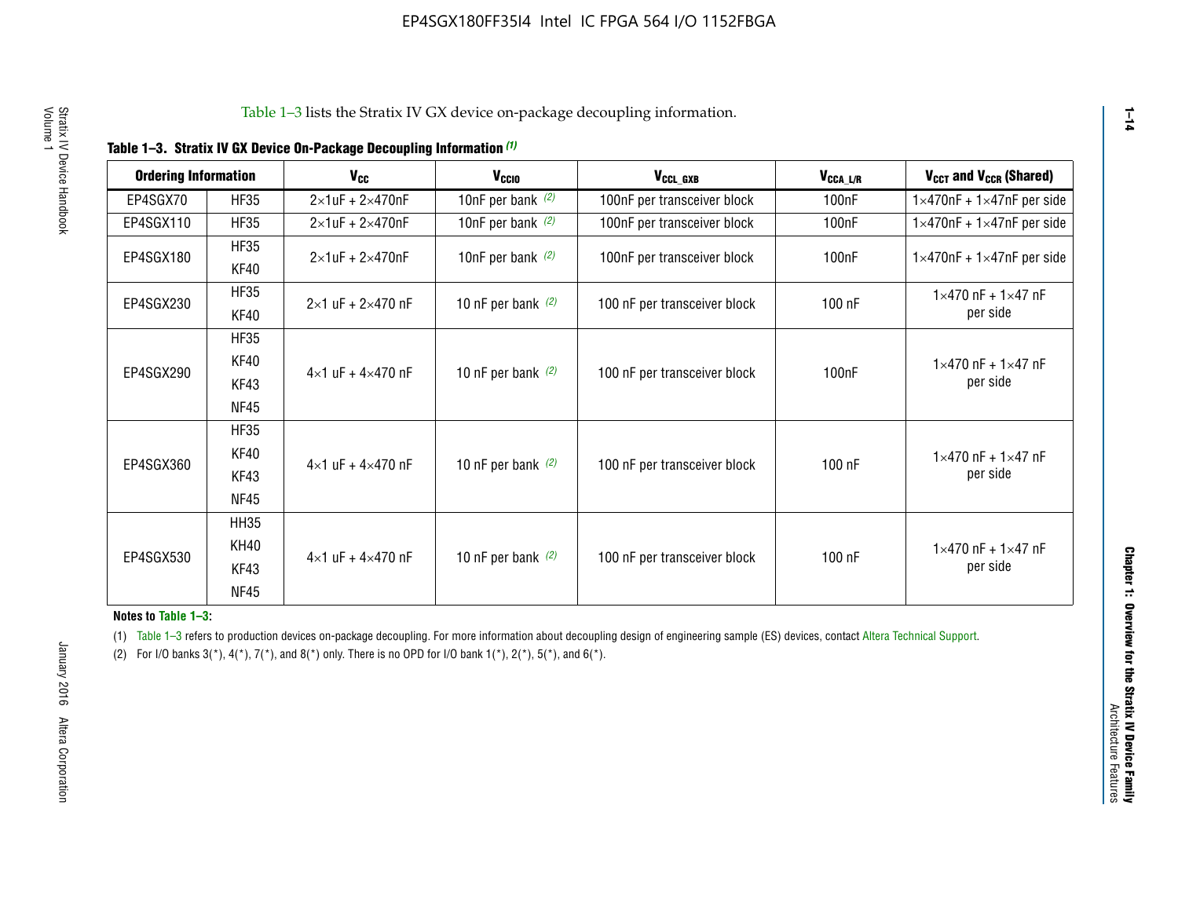Table 1–3 lists the Stratix IV GX device on-package decoupling information.

**Table 1–3. Stratix IV GX Device On-Package Decoupling Information (1)**

| Ordering Information | | $V_{CC}$ | $V_{CCIO}$ | $V_{CCL\_GXB}$ | $V_{CCA\_L/R}$ | $V_{CCT}$ and $V_{CCR}$ (Shared) |
|---|---|---|---|---|---|---|
| EP4SGX70 | HF35 | 2×1uF + 2×470nF | 10nF per bank (2) | 100nF per transceiver block | 100nF | 1×470nF + 1×47nF per side |
| EP4SGX110 | HF35 | 2×1uF + 2×470nF | 10nF per bank (2) | 100nF per transceiver block | 100nF | 1×470nF + 1×47nF per side |
| EP4SGX180 | HF35<br>KF40 | 2×1uF + 2×470nF | 10nF per bank (2) | 100nF per transceiver block | 100nF | 1×470nF + 1×47nF per side |
| EP4SGX230 | HF35<br>KF40 | 2×1 uF + 2×470 nF | 10 nF per bank (2) | 100 nF per transceiver block | 100 nF | 1×470 nF + 1×47 nF per side |
| EP4SGX290 | HF35<br>KF40<br>KF43<br>NF45 | 4×1 uF + 4×470 nF | 10 nF per bank (2) | 100 nF per transceiver block | 100nF | 1×470 nF + 1×47 nF per side |
| EP4SGX360 | HF35<br>KF40<br>KF43<br>NF45 | 4×1 uF + 4×470 nF | 10 nF per bank (2) | 100 nF per transceiver block | 100 nF | 1×470 nF + 1×47 nF per side |
| EP4SGX530 | HH35<br>KH40<br>KF43<br>NF45 | 4×1 uF + 4×470 nF | 10 nF per bank (2) | 100 nF per transceiver block | 100 nF | 1×470 nF + 1×47 nF per side |

**Notes to Table 1–3:**

(1) Table 1–3 refers to production devices on-package decoupling. For more information about decoupling design of engineering sample (ES) devices, contact Altera Technical Support.

(2) For I/O banks 3(*), 4(*), 7(*), and 8(*) only. There is no OPD for I/O bank 1(*), 2(*), 5(*), and 6(*).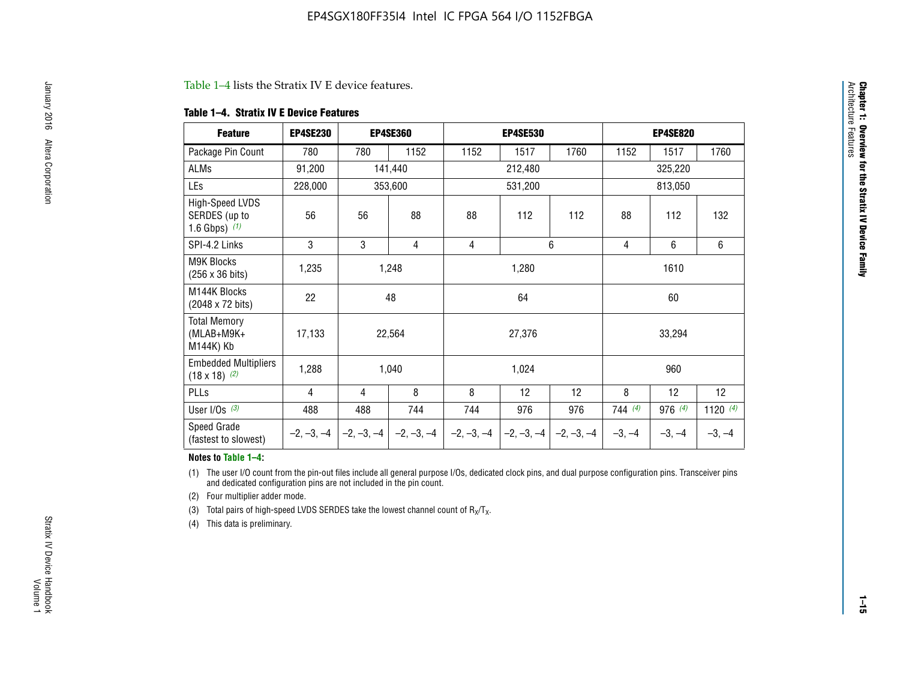Table 1–4 lists the Stratix IV E device features.

**Table 1–4. Stratix IV E Device Features**

| Feature | EP4SE230 | EP4SE360 | | EP4SE530 | | | EP4SE820 | | |
|---|---|---|---|---|---|---|---|---|---|
| Package Pin Count | 780 | 780 | 1152 | 1152 | 1517 | 1760 | 1152 | 1517 | 1760 |
| ALMs | 91,200 | 141,440 | | 212,480 | | | 325,220 | | |
| LEs | 228,000 | 353,600 | | 531,200 | | | 813,050 | | |
| High-Speed LVDS SERDES (up to 1.6 Gbps) *(1)* | 56 | 56 | 88 | 88 | 112 | 112 | 88 | 112 | 132 |
| SPI-4.2 Links | 3 | 3 | 4 | 4 | 6 | | 4 | 6 | 6 |
| M9K Blocks (256 x 36 bits) | 1,235 | 1,248 | | 1,280 | | | 1610 | | |
| M144K Blocks (2048 x 72 bits) | 22 | 48 | | 64 | | | 60 | | |
| Total Memory (MLAB+M9K+ M144K) Kb | 17,133 | 22,564 | | 27,376 | | | 33,294 | | |
| Embedded Multipliers (18 x 18) *(2)* | 1,288 | 1,040 | | 1,024 | | | 960 | | |
| PLLs | 4 | 4 | 8 | 8 | 12 | 12 | 8 | 12 | 12 |
| User I/Os *(3)* | 488 | 488 | 744 | 744 | 976 | 976 | 744 *(4)* | 976 *(4)* | 1120 *(4)* |
| Speed Grade (fastest to slowest) | –2, –3, –4 | –2, –3, –4 | –2, –3, –4 | –2, –3, –4 | –2, –3, –4 | –2, –3, –4 | –3, –4 | –3, –4 | –3, –4 |

**Notes to Table 1–4:**

(1) The user I/O count from the pin-out files include all general purpose I/Os, dedicated clock pins, and dual purpose configuration pins. Transceiver pins and dedicated configuration pins are not included in the pin count.

(2) Four multiplier adder mode.

(3) Total pairs of high-speed LVDS SERDES take the lowest channel count of $R_X/T_X$.

(4) This data is preliminary.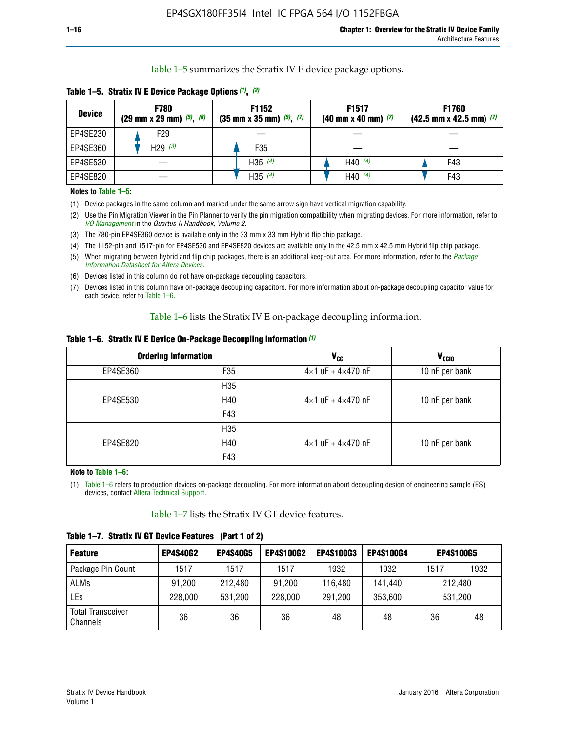Table 1–5 summarizes the Stratix IV E device package options.

**Table 1–5. Stratix IV E Device Package Options (1), (2)**

| Device | F780 (29 mm x 29 mm) (5), (6) | F1152 (35 mm x 35 mm) (5), (7) | F1517 (40 mm x 40 mm) (7) | F1760 (42.5 mm x 42.5 mm) (7) |
|---|---|---|---|---|
| EP4SE230 | F29 | — | — | — |
| EP4SE360 | H29 (3) | F35 | — | — |
| EP4SE530 | — | H35 (4) | H40 (4) | F43 |
| EP4SE820 | — | H35 (4) | H40 (4) | F43 |

**Notes to Table 1–5:**

(1) Device packages in the same column and marked under the same arrow sign have vertical migration capability.

(2) Use the Pin Migration Viewer in the Pin Planner to verify the pin migration compatibility when migrating devices. For more information, refer to *I/O Management* in the *Quartus II Handbook, Volume 2*.

(3) The 780-pin EP4SE360 device is available only in the 33 mm x 33 mm Hybrid flip chip package.

(4) The 1152-pin and 1517-pin for EP4SE530 and EP4SE820 devices are available only in the 42.5 mm x 42.5 mm Hybrid flip chip package.

(5) When migrating between hybrid and flip chip packages, there is an additional keep-out area. For more information, refer to the *Package Information Datasheet for Altera Devices*.

(6) Devices listed in this column do not have on-package decoupling capacitors.

(7) Devices listed in this column have on-package decoupling capacitors. For more information about on-package decoupling capacitor value for each device, refer to Table 1–6.

Table 1–6 lists the Stratix IV E on-package decoupling information.

**Table 1–6. Stratix IV E Device On-Package Decoupling Information (1)**

| Ordering Information | | $V_{CC}$ | $V_{CCIO}$ |
|---|---|---|---|
| EP4SE360 | F35 | 4×1 uF + 4×470 nF | 10 nF per bank |
| EP4SE530 | H35<br>H40<br>F43 | 4×1 uF + 4×470 nF | 10 nF per bank |
| EP4SE820 | H35<br>H40<br>F43 | 4×1 uF + 4×470 nF | 10 nF per bank |

**Note to Table 1–6:**

(1) Table 1–6 refers to production devices on-package decoupling. For more information about decoupling design of engineering sample (ES) devices, contact Altera Technical Support.

Table 1–7 lists the Stratix IV GT device features.

**Table 1–7. Stratix IV GT Device Features (Part 1 of 2)**

| Feature | EP4S40G2 | EP4S40G5 | EP4S100G2 | EP4S100G3 | EP4S100G4 | EP4S100G5 | |
|---|---|---|---|---|---|---|---|
| Package Pin Count | 1517 | 1517 | 1517 | 1932 | 1932 | 1517 | 1932 |
| ALMs | 91,200 | 212,480 | 91,200 | 116,480 | 141,440 | 212,480 | |
| LEs | 228,000 | 531,200 | 228,000 | 291,200 | 353,600 | 531,200 | |
| Total Transceiver Channels | 36 | 36 | 36 | 48 | 48 | 36 | 48 |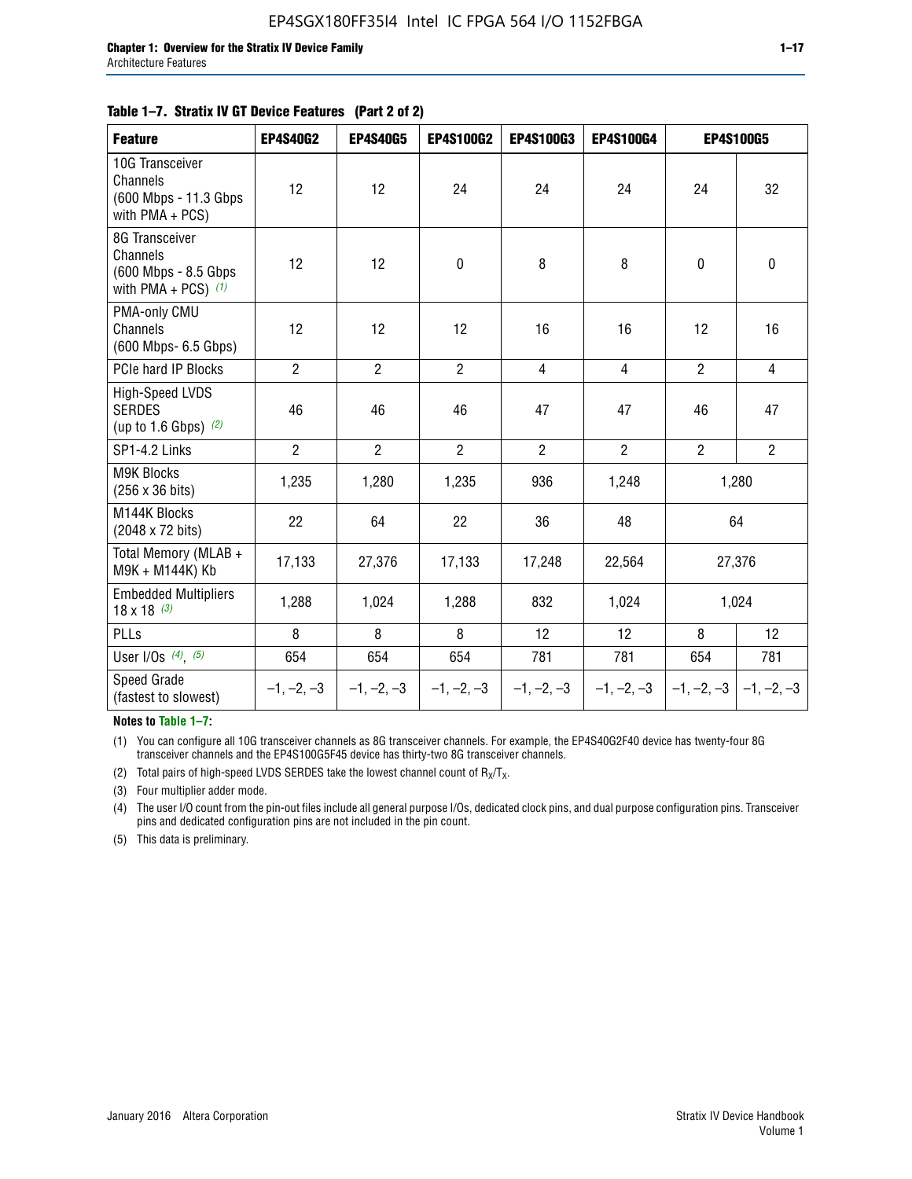**Table 1–7. Stratix IV GT Device Features (Part 2 of 2)**

| Feature | EP4S40G2 | EP4S40G5 | EP4S100G2 | EP4S100G3 | EP4S100G4 | EP4S100G5 | |
|---|---|---|---|---|---|---|---|
| 10G Transceiver Channels (600 Mbps - 11.3 Gbps with PMA + PCS) | 12 | 12 | 24 | 24 | 24 | 24 | 32 |
| 8G Transceiver Channels (600 Mbps - 8.5 Gbps with PMA + PCS) *(1)* | 12 | 12 | 0 | 8 | 8 | 0 | 0 |
| PMA-only CMU Channels (600 Mbps- 6.5 Gbps) | 12 | 12 | 12 | 16 | 16 | 12 | 16 |
| PCIe hard IP Blocks | 2 | 2 | 2 | 4 | 4 | 2 | 4 |
| High-Speed LVDS SERDES (up to 1.6 Gbps) *(2)* | 46 | 46 | 46 | 47 | 47 | 46 | 47 |
| SP1-4.2 Links | 2 | 2 | 2 | 2 | 2 | 2 | 2 |
| M9K Blocks (256 x 36 bits) | 1,235 | 1,280 | 1,235 | 936 | 1,248 | 1,280 | |
| M144K Blocks (2048 x 72 bits) | 22 | 64 | 22 | 36 | 48 | 64 | |
| Total Memory (MLAB + M9K + M144K) Kb | 17,133 | 27,376 | 17,133 | 17,248 | 22,564 | 27,376 | |
| Embedded Multipliers 18 x 18 *(3)* | 1,288 | 1,024 | 1,288 | 832 | 1,024 | 1,024 | |
| PLLs | 8 | 8 | 8 | 12 | 12 | 8 | 12 |
| User I/Os *(4)*, *(5)* | 654 | 654 | 654 | 781 | 781 | 654 | 781 |
| Speed Grade (fastest to slowest) | –1, –2, –3 | –1, –2, –3 | –1, –2, –3 | –1, –2, –3 | –1, –2, –3 | –1, –2, –3 | –1, –2, –3 |

**Notes to Table 1–7:**

(1) You can configure all 10G transceiver channels as 8G transceiver channels. For example, the EP4S40G2F40 device has twenty-four 8G transceiver channels and the EP4S100G5F45 device has thirty-two 8G transceiver channels.

(2) Total pairs of high-speed LVDS SERDES take the lowest channel count of $R_X/T_X$.

(3) Four multiplier adder mode.

(4) The user I/O count from the pin-out files include all general purpose I/Os, dedicated clock pins, and dual purpose configuration pins. Transceiver pins and dedicated configuration pins are not included in the pin count.

(5) This data is preliminary.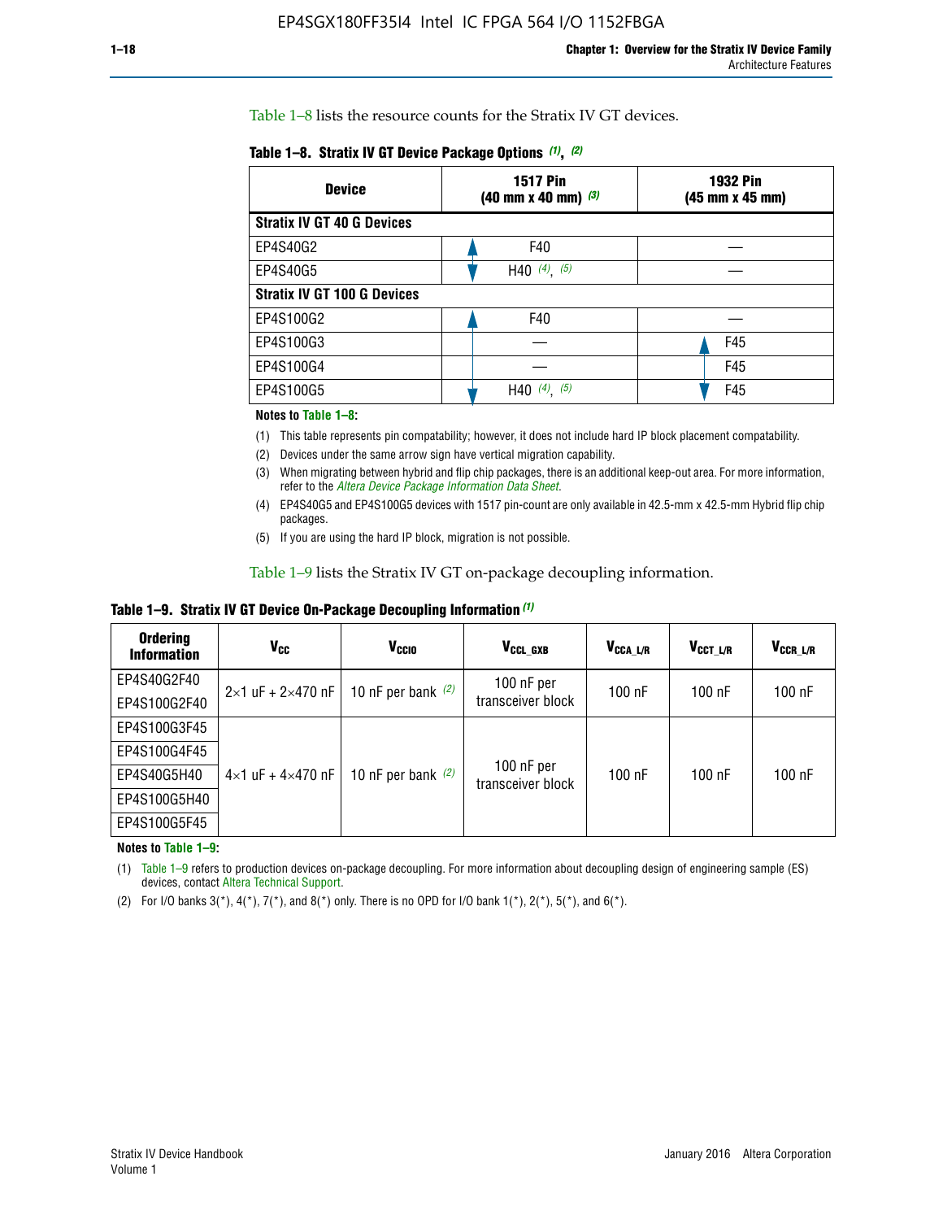Table 1–8 lists the resource counts for the Stratix IV GT devices.

**Table 1–8. Stratix IV GT Device Package Options (1), (2)**

| Device | 1517 Pin (40 mm x 40 mm) (3) | 1932 Pin (45 mm x 45 mm) |
|---|---|---|
| **Stratix IV GT 40 G Devices** | | |
| EP4S40G2 | F40 | — |
| EP4S40G5 | H40 (4), (5) | — |
| **Stratix IV GT 100 G Devices** | | |
| EP4S100G2 | F40 | — |
| EP4S100G3 | — | F45 |
| EP4S100G4 | — | F45 |
| EP4S100G5 | H40 (4), (5) | F45 |

**Notes to Table 1–8:**

(1) This table represents pin compatability; however, it does not include hard IP block placement compatability.

(2) Devices under the same arrow sign have vertical migration capability.

(3) When migrating between hybrid and flip chip packages, there is an additional keep-out area. For more information, refer to the *Altera Device Package Information Data Sheet*.

(4) EP4S40G5 and EP4S100G5 devices with 1517 pin-count are only available in 42.5-mm x 42.5-mm Hybrid flip chip packages.

(5) If you are using the hard IP block, migration is not possible.

Table 1–9 lists the Stratix IV GT on-package decoupling information.

**Table 1–9. Stratix IV GT Device On-Package Decoupling Information (1)**

| Ordering Information | $V_{CC}$ | $V_{CCIO}$ | $V_{CCL\_GXB}$ | $V_{CCA\_L/R}$ | $V_{CCT\_L/R}$ | $V_{CCR\_L/R}$ |
|---|---|---|---|---|---|---|
| EP4S40G2F40 | 2×1 uF + 2×470 nF | 10 nF per bank (2) | 100 nF per transceiver block | 100 nF | 100 nF | 100 nF |
| EP4S100G2F40 | | | | | | |
| EP4S100G3F45 | 4×1 uF + 4×470 nF | 10 nF per bank (2) | 100 nF per transceiver block | 100 nF | 100 nF | 100 nF |
| EP4S100G4F45 | | | | | | |
| EP4S40G5H40 | | | | | | |
| EP4S100G5H40 | | | | | | |
| EP4S100G5F45 | | | | | | |

**Notes to Table 1–9:**

(1) Table 1–9 refers to production devices on-package decoupling. For more information about decoupling design of engineering sample (ES) devices, contact Altera Technical Support.

(2) For I/O banks 3(*), 4(*), 7(*), and 8(*) only. There is no OPD for I/O bank 1(*), 2(*), 5(*), and 6(*).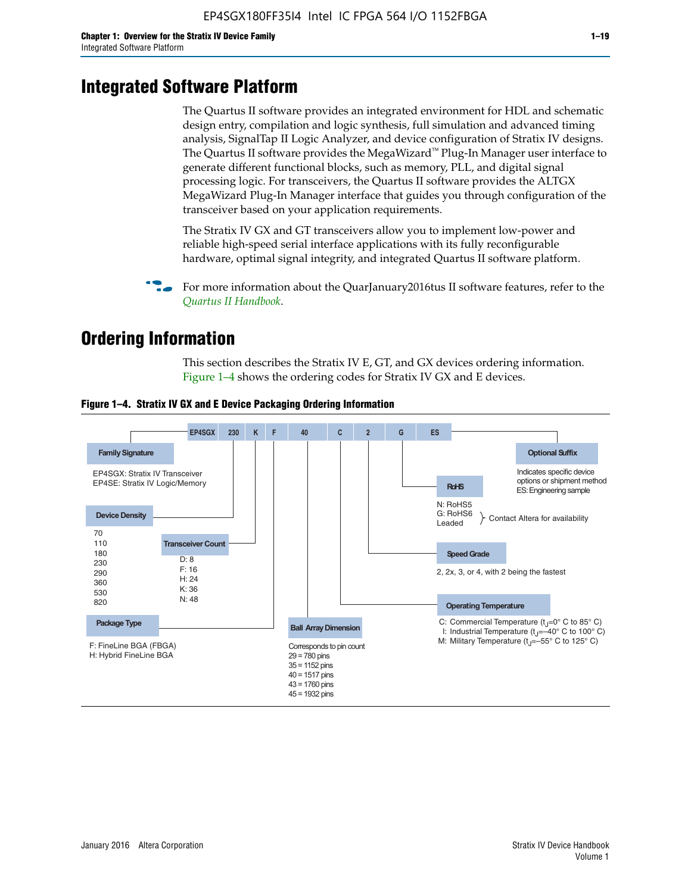# Integrated Software Platform

The Quartus II software provides an integrated environment for HDL and schematic design entry, compilation and logic synthesis, full simulation and advanced timing analysis, SignalTap II Logic Analyzer, and device configuration of Stratix IV designs. The Quartus II software provides the MegaWizard™ Plug-In Manager user interface to generate different functional blocks, such as memory, PLL, and digital signal processing logic. For transceivers, the Quartus II software provides the ALTGX MegaWizard Plug-In Manager interface that guides you through configuration of the transceiver based on your application requirements.

The Stratix IV GX and GT transceivers allow you to implement low-power and reliable high-speed serial interface applications with its fully reconfigurable hardware, optimal signal integrity, and integrated Quartus II software platform.

For more information about the QuarJanuary2016tus II software features, refer to the *Quartus II Handbook*.

# Ordering Information

This section describes the Stratix IV E, GT, and GX devices ordering information. Figure 1–4 shows the ordering codes for Stratix IV GX and E devices.

**Figure 1–4. Stratix IV GX and E Device Packaging Ordering Information**

EP4SGX | 230 | K | F | 40 | C | 2 | G | ES

**Family Signature**
- EP4SGX: Stratix IV Transceiver
- EP4SE: Stratix IV Logic/Memory

**Device Density**
- 70
- 110
- 180
- 230
- 290
- 360
- 530
- 820

**Transceiver Count**
- D: 8
- F: 16
- H: 24
- K: 36
- N: 48

**Package Type**
- F: FineLine BGA (FBGA)
- H: Hybrid FineLine BGA

**Ball Array Dimension**

Corresponds to pin count
- 29 = 780 pins
- 35 = 1152 pins
- 40 = 1517 pins
- 43 = 1760 pins
- 45 = 1932 pins

**Operating Temperature**
- C: Commercial Temperature ($t_J$=0° C to 85° C)
- I: Industrial Temperature ($t_J$=–40° C to 100° C)
- M: Military Temperature ($t_J$=–55° C to 125° C)

**Speed Grade**

2, 2x, 3, or 4, with 2 being the fastest

**RoHS**
- N: RoHS5
- G: RoHS6
- Leaded

Contact Altera for availability

**Optional Suffix**

Indicates specific device options or shipment method
ES: Engineering sample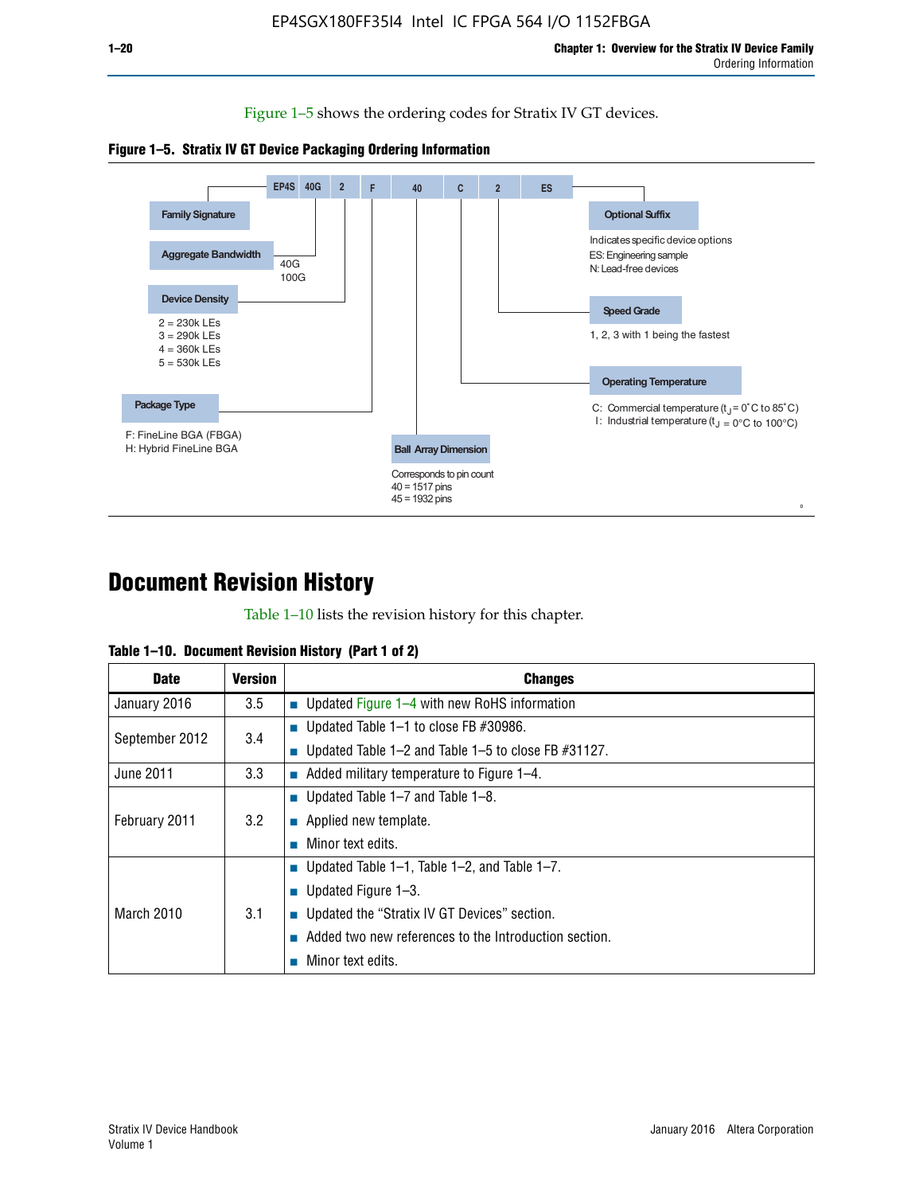Figure 1–5 shows the ordering codes for Stratix IV GT devices.

**Figure 1–5. Stratix IV GT Device Packaging Ordering Information**

EP4S 40G 2 F 40 C 2 ES

- **Family Signature**
- **Aggregate Bandwidth**: 40G, 100G
- **Device Density**: 2 = 230k LEs, 3 = 290k LEs, 4 = 360k LEs, 5 = 530k LEs
- **Package Type**: F: FineLine BGA (FBGA), H: Hybrid FineLine BGA
- **Ball Array Dimension**: Corresponds to pin count, 40 = 1517 pins, 45 = 1932 pins
- **Operating Temperature**: C: Commercial temperature ($t_J$ = 0°C to 85°C), I: Industrial temperature ($t_J$ = 0°C to 100°C)
- **Speed Grade**: 1, 2, 3 with 1 being the fastest
- **Optional Suffix**: Indicates specific device options, ES: Engineering sample, N: Lead-free devices

# Document Revision History

Table 1–10 lists the revision history for this chapter.

**Table 1–10. Document Revision History (Part 1 of 2)**

| Date | Version | Changes |
|---|---|---|
| January 2016 | 3.5 | ■ Updated Figure 1–4 with new RoHS information |
| September 2012 | 3.4 | ■ Updated Table 1–1 to close FB #30986.<br>■ Updated Table 1–2 and Table 1–5 to close FB #31127. |
| June 2011 | 3.3 | ■ Added military temperature to Figure 1–4. |
| February 2011 | 3.2 | ■ Updated Table 1–7 and Table 1–8.<br>■ Applied new template.<br>■ Minor text edits. |
| March 2010 | 3.1 | ■ Updated Table 1–1, Table 1–2, and Table 1–7.<br>■ Updated Figure 1–3.<br>■ Updated the “Stratix IV GT Devices” section.<br>■ Added two new references to the Introduction section.<br>■ Minor text edits. |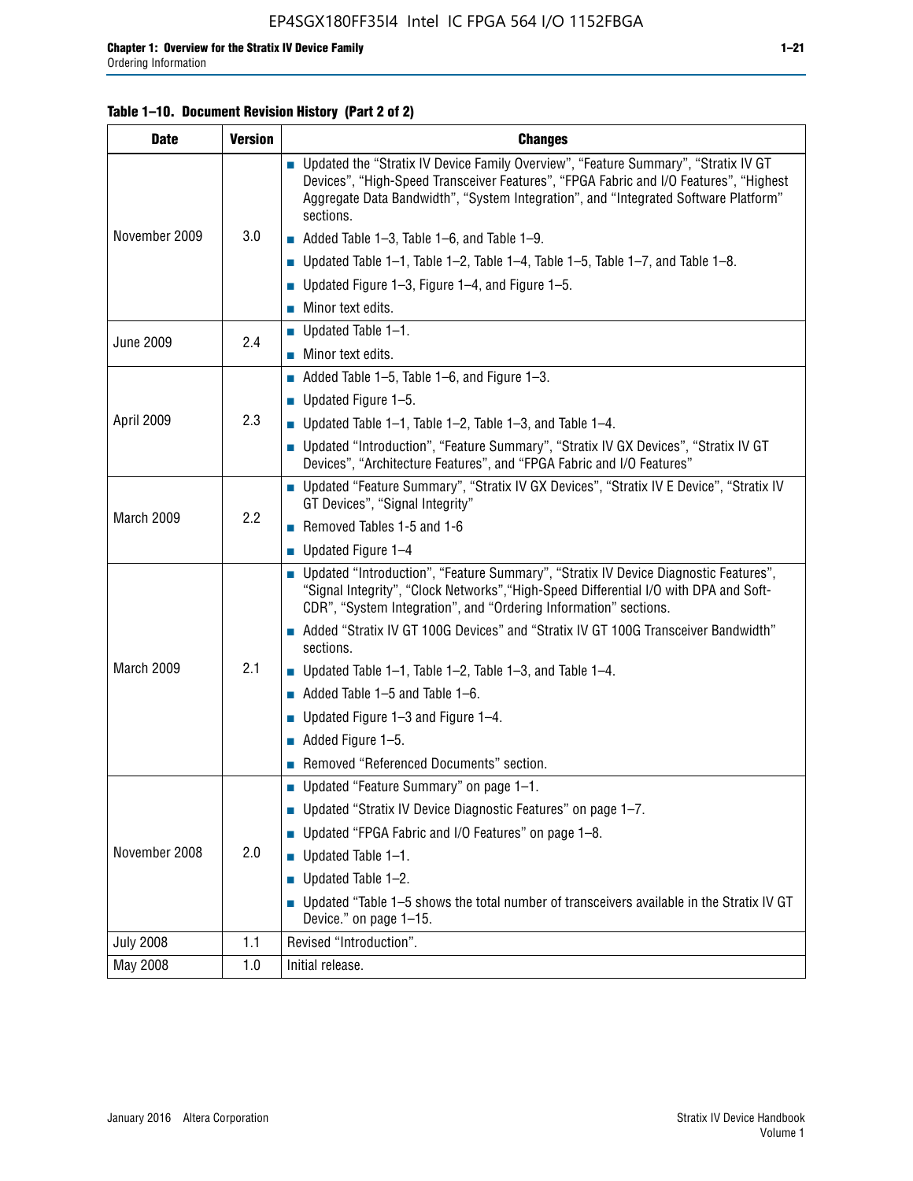**Table 1–10. Document Revision History (Part 2 of 2)**

| Date | Version | Changes |
|---|---|---|
| November 2009 | 3.0 | ■ Updated the "Stratix IV Device Family Overview", "Feature Summary", "Stratix IV GT Devices", "High-Speed Transceiver Features", "FPGA Fabric and I/O Features", "Highest Aggregate Data Bandwidth", "System Integration", and "Integrated Software Platform" sections.<br>■ Added Table 1–3, Table 1–6, and Table 1–9.<br>■ Updated Table 1–1, Table 1–2, Table 1–4, Table 1–5, Table 1–7, and Table 1–8.<br>■ Updated Figure 1–3, Figure 1–4, and Figure 1–5.<br>■ Minor text edits. |
| June 2009 | 2.4 | ■ Updated Table 1–1.<br>■ Minor text edits. |
| April 2009 | 2.3 | ■ Added Table 1–5, Table 1–6, and Figure 1–3.<br>■ Updated Figure 1–5.<br>■ Updated Table 1–1, Table 1–2, Table 1–3, and Table 1–4.<br>■ Updated "Introduction", "Feature Summary", "Stratix IV GX Devices", "Stratix IV GT Devices", "Architecture Features", and "FPGA Fabric and I/O Features" |
| March 2009 | 2.2 | ■ Updated "Feature Summary", "Stratix IV GX Devices", "Stratix IV E Device", "Stratix IV GT Devices", "Signal Integrity"<br>■ Removed Tables 1-5 and 1-6<br>■ Updated Figure 1–4 |
| March 2009 | 2.1 | ■ Updated "Introduction", "Feature Summary", "Stratix IV Device Diagnostic Features", "Signal Integrity", "Clock Networks","High-Speed Differential I/O with DPA and Soft-CDR", "System Integration", and "Ordering Information" sections.<br>■ Added "Stratix IV GT 100G Devices" and "Stratix IV GT 100G Transceiver Bandwidth" sections.<br>■ Updated Table 1–1, Table 1–2, Table 1–3, and Table 1–4.<br>■ Added Table 1–5 and Table 1–6.<br>■ Updated Figure 1–3 and Figure 1–4.<br>■ Added Figure 1–5.<br>■ Removed "Referenced Documents" section. |
| November 2008 | 2.0 | ■ Updated "Feature Summary" on page 1–1.<br>■ Updated "Stratix IV Device Diagnostic Features" on page 1–7.<br>■ Updated "FPGA Fabric and I/O Features" on page 1–8.<br>■ Updated Table 1–1.<br>■ Updated Table 1–2.<br>■ Updated "Table 1–5 shows the total number of transceivers available in the Stratix IV GT Device." on page 1–15. |
| July 2008 | 1.1 | Revised "Introduction". |
| May 2008 | 1.0 | Initial release. |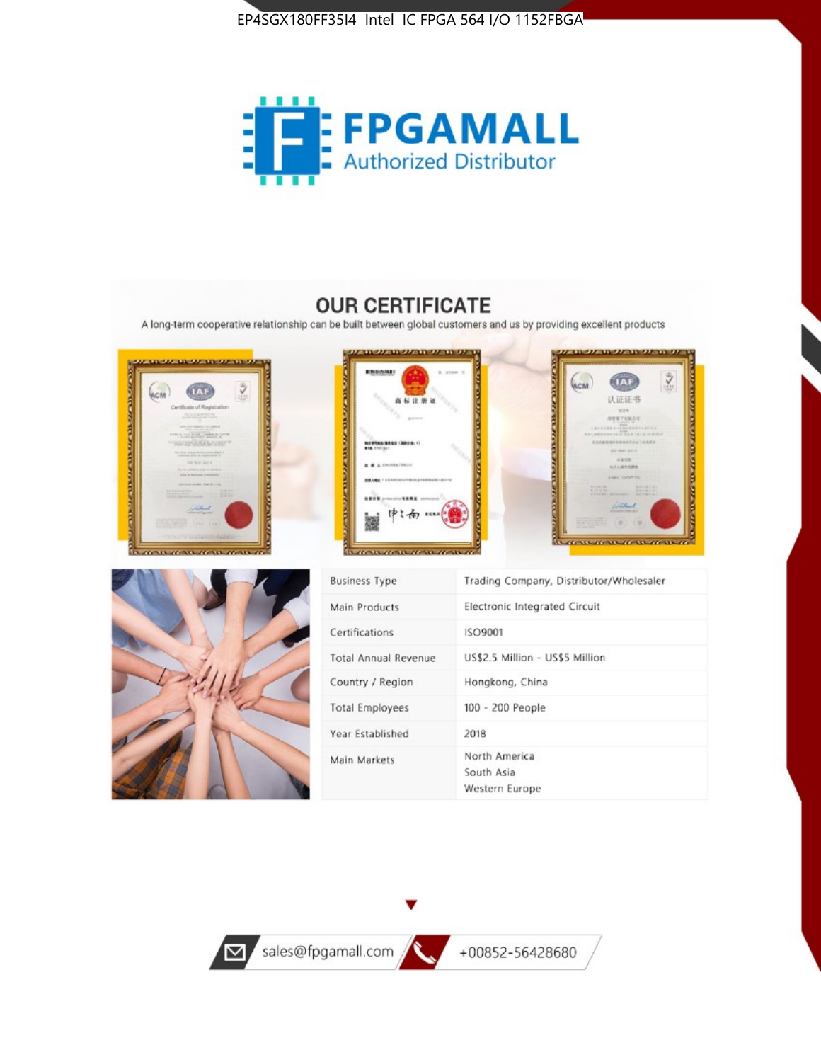# FPGAMALL

Authorized Distributor

## OUR CERTIFICATE

A long-term cooperative relationship can be built between global customers and us by providing excellent products

| | |
|---|---|
| Business Type | Trading Company, Distributor/Wholesaler |
| Main Products | Electronic Integrated Circuit |
| Certifications | ISO9001 |
| Total Annual Revenue | US$2.5 Million - US$5 Million |
| Country / Region | Hongkong, China |
| Total Employees | 100 - 200 People |
| Year Established | 2018 |
| Main Markets | North America<br>South Asia<br>Western Europe |

sales@fpgamall.com

+00852-56428680